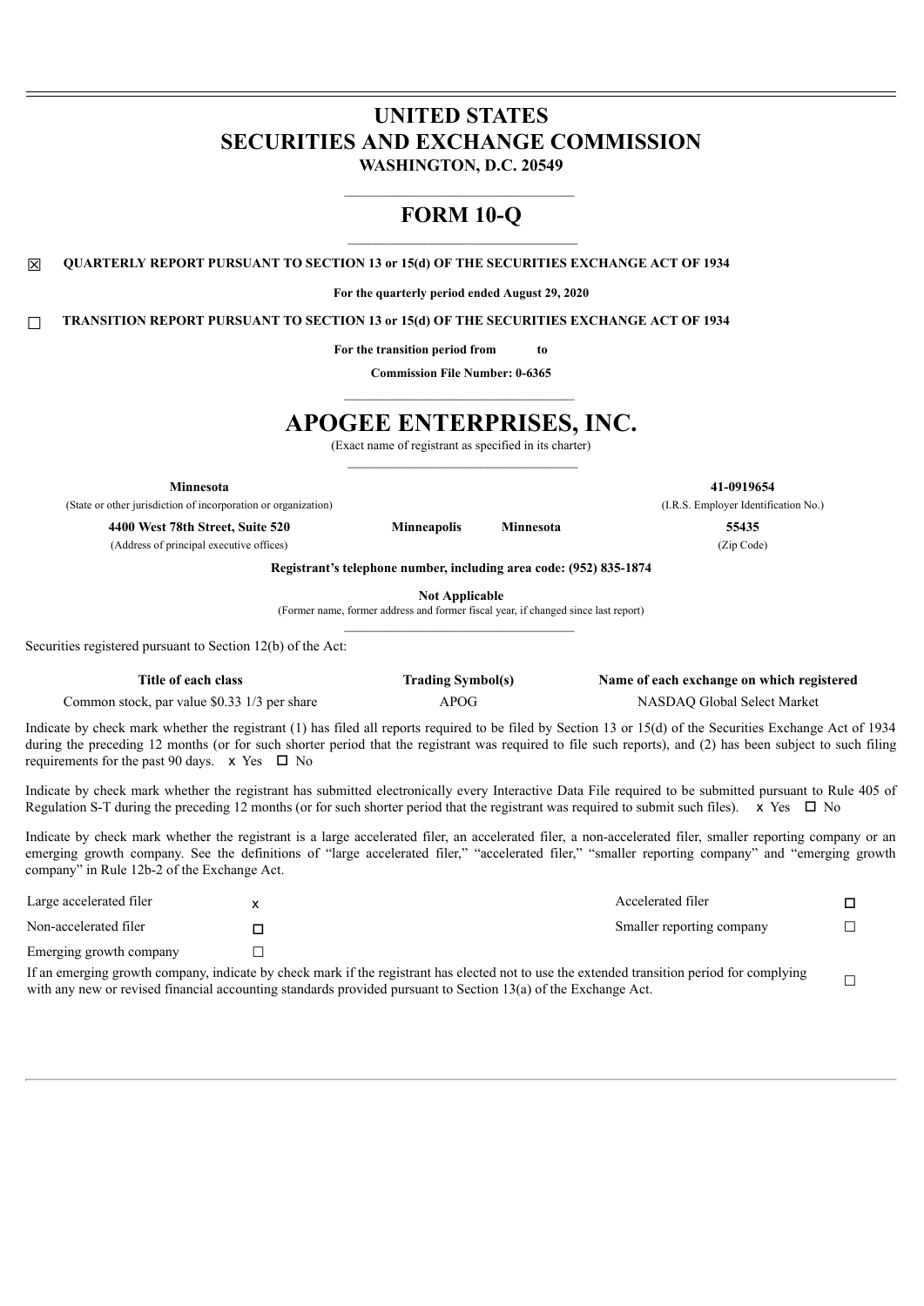# UNITED STATES
# SECURITIES AND EXCHANGE COMMISSION

**WASHINGTON, D.C. 20549**

# FORM 10-Q

☒ **QUARTERLY REPORT PURSUANT TO SECTION 13 or 15(d) OF THE SECURITIES EXCHANGE ACT OF 1934**

**For the quarterly period ended August 29, 2020**

☐ **TRANSITION REPORT PURSUANT TO SECTION 13 or 15(d) OF THE SECURITIES EXCHANGE ACT OF 1934**

**For the transition period from to**

**Commission File Number: 0-6365**

# APOGEE ENTERPRISES, INC.

(Exact name of registrant as specified in its charter)

| | |
|---|---|
| **Minnesota** | **41-0919654** |
| (State or other jurisdiction of incorporation or organization) | (I.R.S. Employer Identification No.) |
| **4400 West 78th Street, Suite 520 Minneapolis Minnesota** | **55435** |
| (Address of principal executive offices) | (Zip Code) |

**Registrant's telephone number, including area code: (952) 835-1874**

**Not Applicable**

(Former name, former address and former fiscal year, if changed since last report)

Securities registered pursuant to Section 12(b) of the Act:

| Title of each class | Trading Symbol(s) | Name of each exchange on which registered |
|---|---|---|
| Common stock, par value $0.33 1/3 per share | APOG | NASDAQ Global Select Market |

Indicate by check mark whether the registrant (1) has filed all reports required to be filed by Section 13 or 15(d) of the Securities Exchange Act of 1934 during the preceding 12 months (or for such shorter period that the registrant was required to file such reports), and (2) has been subject to such filing requirements for the past 90 days. x Yes ☐ No

Indicate by check mark whether the registrant has submitted electronically every Interactive Data File required to be submitted pursuant to Rule 405 of Regulation S-T during the preceding 12 months (or for such shorter period that the registrant was required to submit such files). x Yes ☐ No

Indicate by check mark whether the registrant is a large accelerated filer, an accelerated filer, a non-accelerated filer, smaller reporting company or an emerging growth company. See the definitions of "large accelerated filer," "accelerated filer," "smaller reporting company" and "emerging growth company" in Rule 12b-2 of the Exchange Act.

| | | | |
|---|---|---|---|
| Large accelerated filer | x | Accelerated filer | ☐ |
| Non-accelerated filer | ☐ | Smaller reporting company | ☐ |
| Emerging growth company | ☐ | | |

If an emerging growth company, indicate by check mark if the registrant has elected not to use the extended transition period for complying with any new or revised financial accounting standards provided pursuant to Section 13(a) of the Exchange Act. ☐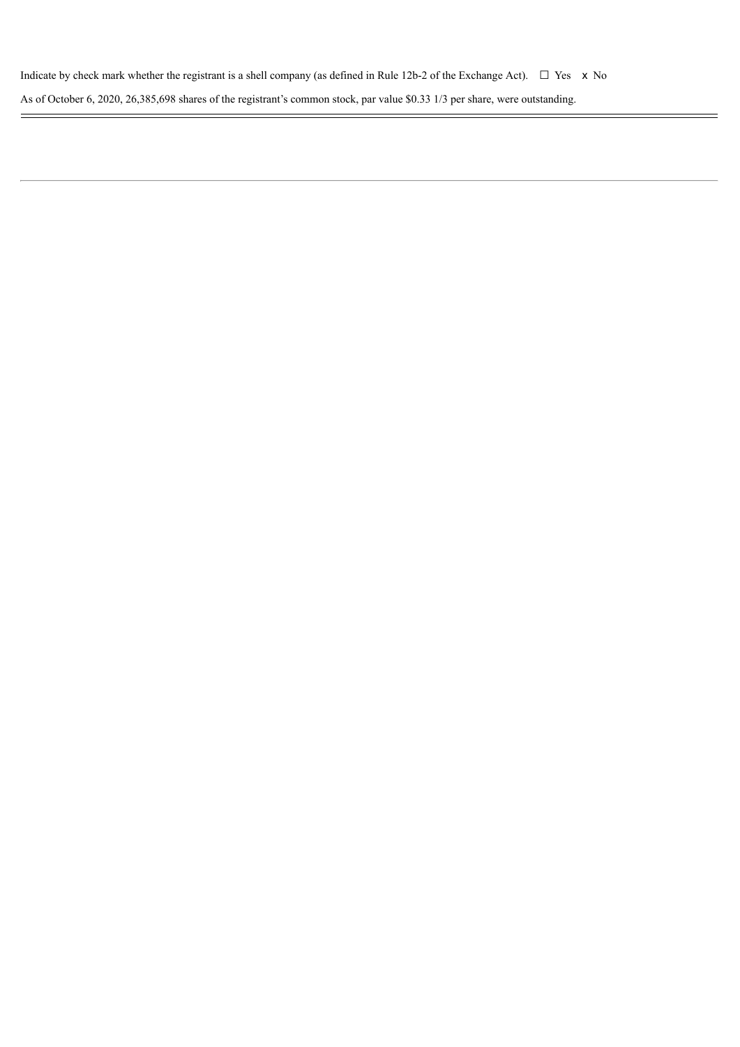Indicate by check mark whether the registrant is a shell company (as defined in Rule 12b-2 of the Exchange Act). ☐ Yes x No

As of October 6, 2020, 26,385,698 shares of the registrant's common stock, par value $0.33 1/3 per share, were outstanding.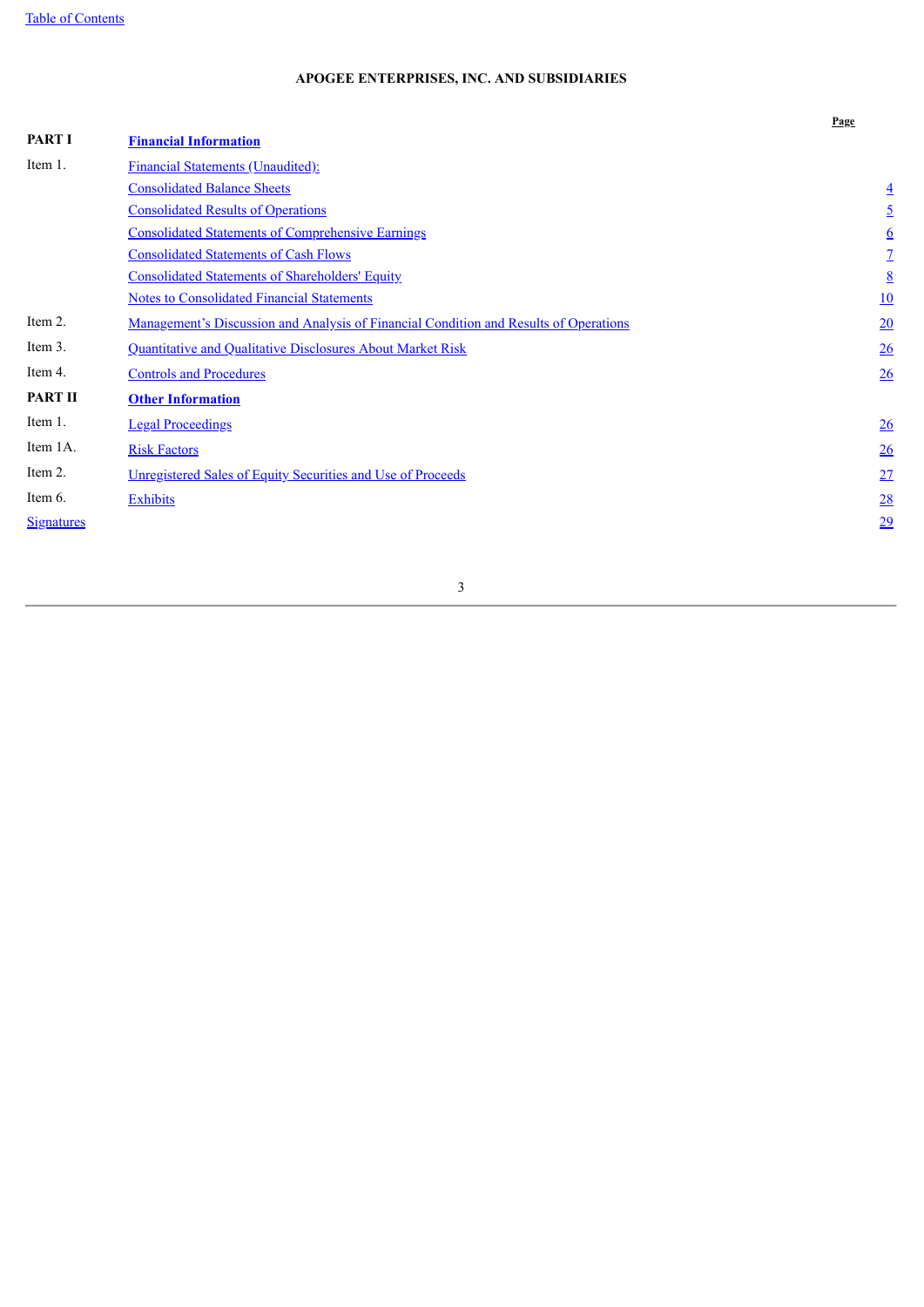**APOGEE ENTERPRISES, INC. AND SUBSIDIARIES**

| | | Page |
|---|---|---|
| **PART I** | **Financial Information** | |
| Item 1. | Financial Statements (Unaudited): | |
| | Consolidated Balance Sheets | 4 |
| | Consolidated Results of Operations | 5 |
| | Consolidated Statements of Comprehensive Earnings | 6 |
| | Consolidated Statements of Cash Flows | 7 |
| | Consolidated Statements of Shareholders' Equity | 8 |
| | Notes to Consolidated Financial Statements | 10 |
| Item 2. | Management's Discussion and Analysis of Financial Condition and Results of Operations | 20 |
| Item 3. | Quantitative and Qualitative Disclosures About Market Risk | 26 |
| Item 4. | Controls and Procedures | 26 |
| **PART II** | **Other Information** | |
| Item 1. | Legal Proceedings | 26 |
| Item 1A. | Risk Factors | 26 |
| Item 2. | Unregistered Sales of Equity Securities and Use of Proceeds | 27 |
| Item 6. | Exhibits | 28 |
| Signatures | | 29 |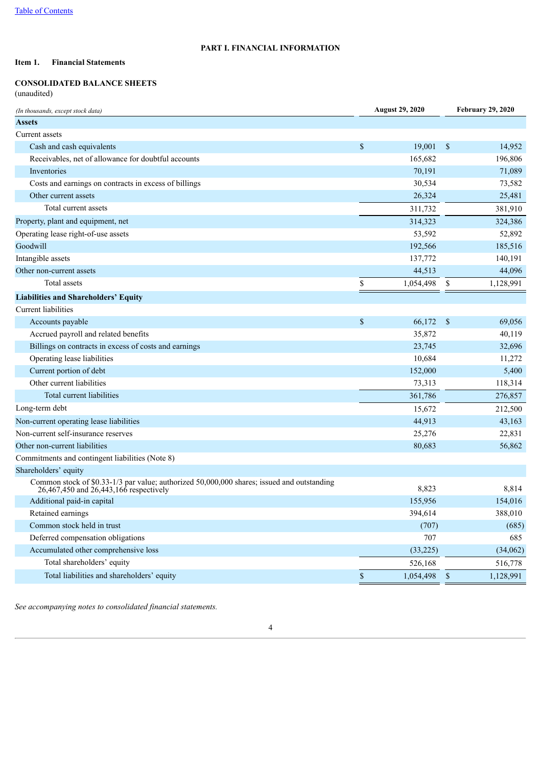[Table of Contents](#)

# PART I. FINANCIAL INFORMATION

## Item 1. Financial Statements

### CONSOLIDATED BALANCE SHEETS

(unaudited)

| *(In thousands, except stock data)* | August 29, 2020 | February 29, 2020 |
|---|---|---|
| **Assets** | | |
| Current assets | | |
| Cash and cash equivalents | $ 19,001 | $ 14,952 |
| Receivables, net of allowance for doubtful accounts | 165,682 | 196,806 |
| Inventories | 70,191 | 71,089 |
| Costs and earnings on contracts in excess of billings | 30,534 | 73,582 |
| Other current assets | 26,324 | 25,481 |
| Total current assets | 311,732 | 381,910 |
| Property, plant and equipment, net | 314,323 | 324,386 |
| Operating lease right-of-use assets | 53,592 | 52,892 |
| Goodwill | 192,566 | 185,516 |
| Intangible assets | 137,772 | 140,191 |
| Other non-current assets | 44,513 | 44,096 |
| Total assets | $ 1,054,498 | $ 1,128,991 |
| **Liabilities and Shareholders' Equity** | | |
| Current liabilities | | |
| Accounts payable | $ 66,172 | $ 69,056 |
| Accrued payroll and related benefits | 35,872 | 40,119 |
| Billings on contracts in excess of costs and earnings | 23,745 | 32,696 |
| Operating lease liabilities | 10,684 | 11,272 |
| Current portion of debt | 152,000 | 5,400 |
| Other current liabilities | 73,313 | 118,314 |
| Total current liabilities | 361,786 | 276,857 |
| Long-term debt | 15,672 | 212,500 |
| Non-current operating lease liabilities | 44,913 | 43,163 |
| Non-current self-insurance reserves | 25,276 | 22,831 |
| Other non-current liabilities | 80,683 | 56,862 |
| Commitments and contingent liabilities (Note 8) | | |
| Shareholders' equity | | |
| Common stock of $0.33-1/3 par value; authorized 50,000,000 shares; issued and outstanding 26,467,450 and 26,443,166 respectively | 8,823 | 8,814 |
| Additional paid-in capital | 155,956 | 154,016 |
| Retained earnings | 394,614 | 388,010 |
| Common stock held in trust | (707) | (685) |
| Deferred compensation obligations | 707 | 685 |
| Accumulated other comprehensive loss | (33,225) | (34,062) |
| Total shareholders' equity | 526,168 | 516,778 |
| Total liabilities and shareholders' equity | $ 1,054,498 | $ 1,128,991 |

*See accompanying notes to consolidated financial statements.*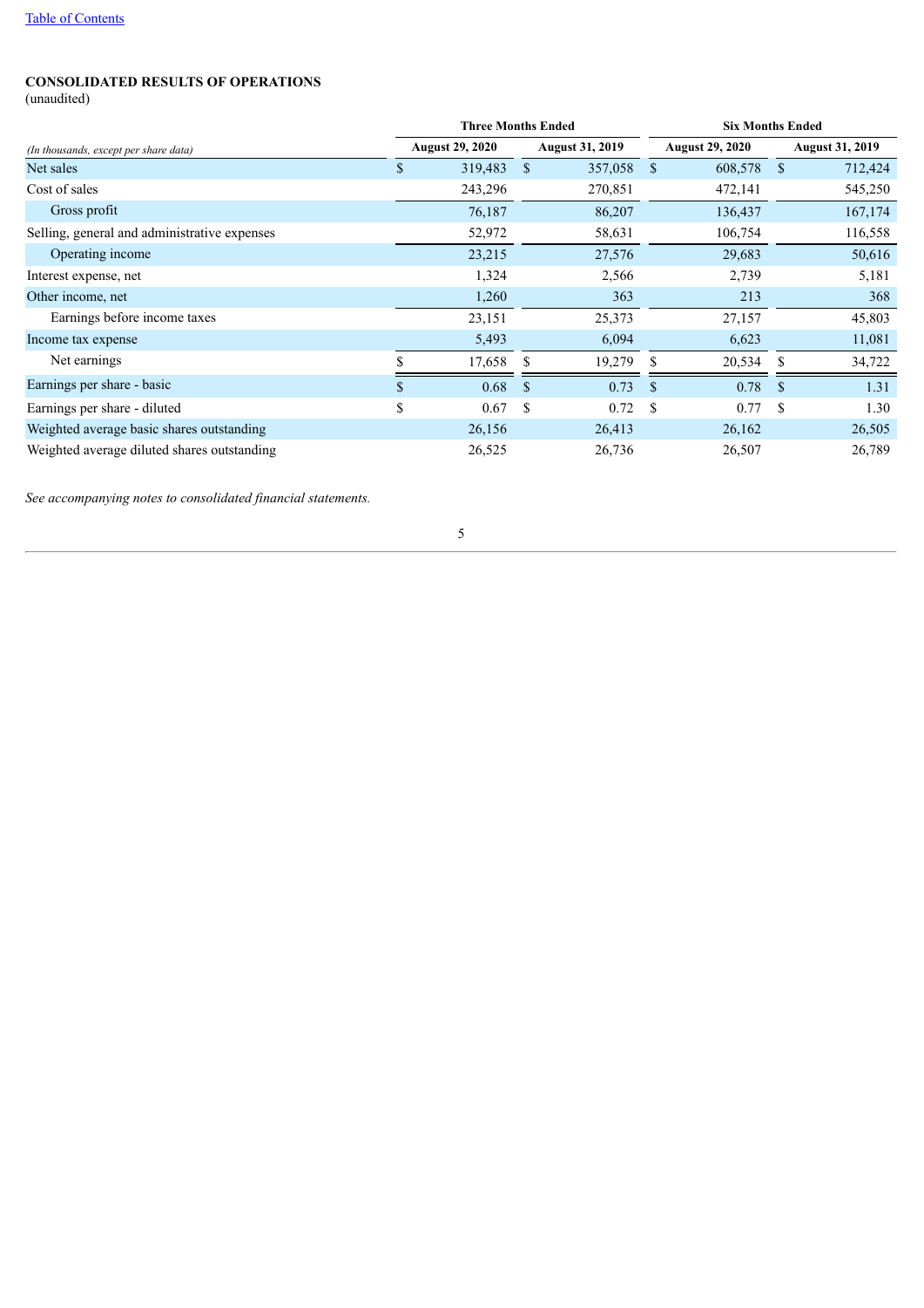**CONSOLIDATED RESULTS OF OPERATIONS**
(unaudited)

| *(In thousands, except per share data)* | Three Months Ended | | Six Months Ended | |
|---|---|---|---|---|
| | August 29, 2020 | August 31, 2019 | August 29, 2020 | August 31, 2019 |
| Net sales | $ 319,483 | $ 357,058 | $ 608,578 | $ 712,424 |
| Cost of sales | 243,296 | 270,851 | 472,141 | 545,250 |
| Gross profit | 76,187 | 86,207 | 136,437 | 167,174 |
| Selling, general and administrative expenses | 52,972 | 58,631 | 106,754 | 116,558 |
| Operating income | 23,215 | 27,576 | 29,683 | 50,616 |
| Interest expense, net | 1,324 | 2,566 | 2,739 | 5,181 |
| Other income, net | 1,260 | 363 | 213 | 368 |
| Earnings before income taxes | 23,151 | 25,373 | 27,157 | 45,803 |
| Income tax expense | 5,493 | 6,094 | 6,623 | 11,081 |
| Net earnings | $ 17,658 | $ 19,279 | $ 20,534 | $ 34,722 |
| Earnings per share - basic | $ 0.68 | $ 0.73 | $ 0.78 | $ 1.31 |
| Earnings per share - diluted | $ 0.67 | $ 0.72 | $ 0.77 | $ 1.30 |
| Weighted average basic shares outstanding | 26,156 | 26,413 | 26,162 | 26,505 |
| Weighted average diluted shares outstanding | 26,525 | 26,736 | 26,507 | 26,789 |

*See accompanying notes to consolidated financial statements.*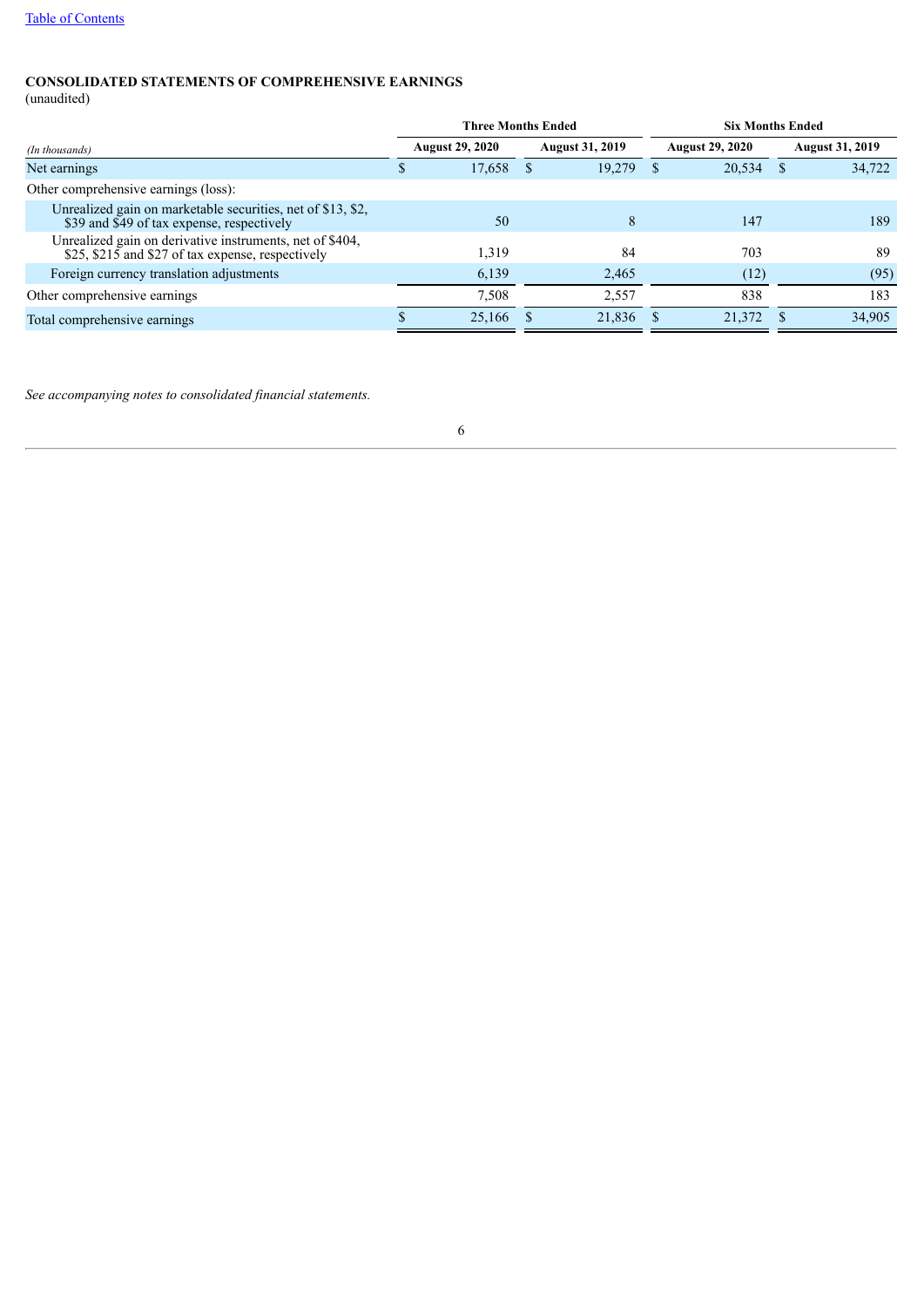**CONSOLIDATED STATEMENTS OF COMPREHENSIVE EARNINGS**
(unaudited)

| | Three Months Ended | | Six Months Ended | |
|---|---|---|---|---|
| *(In thousands)* | August 29, 2020 | August 31, 2019 | August 29, 2020 | August 31, 2019 |
| Net earnings | $ 17,658 | $ 19,279 | $ 20,534 | $ 34,722 |
| Other comprehensive earnings (loss): | | | | |
| Unrealized gain on marketable securities, net of $13, $2, $39 and $49 of tax expense, respectively | 50 | 8 | 147 | 189 |
| Unrealized gain on derivative instruments, net of $404, $25, $215 and $27 of tax expense, respectively | 1,319 | 84 | 703 | 89 |
| Foreign currency translation adjustments | 6,139 | 2,465 | (12) | (95) |
| Other comprehensive earnings | 7,508 | 2,557 | 838 | 183 |
| Total comprehensive earnings | $ 25,166 | $ 21,836 | $ 21,372 | $ 34,905 |

*See accompanying notes to consolidated financial statements.*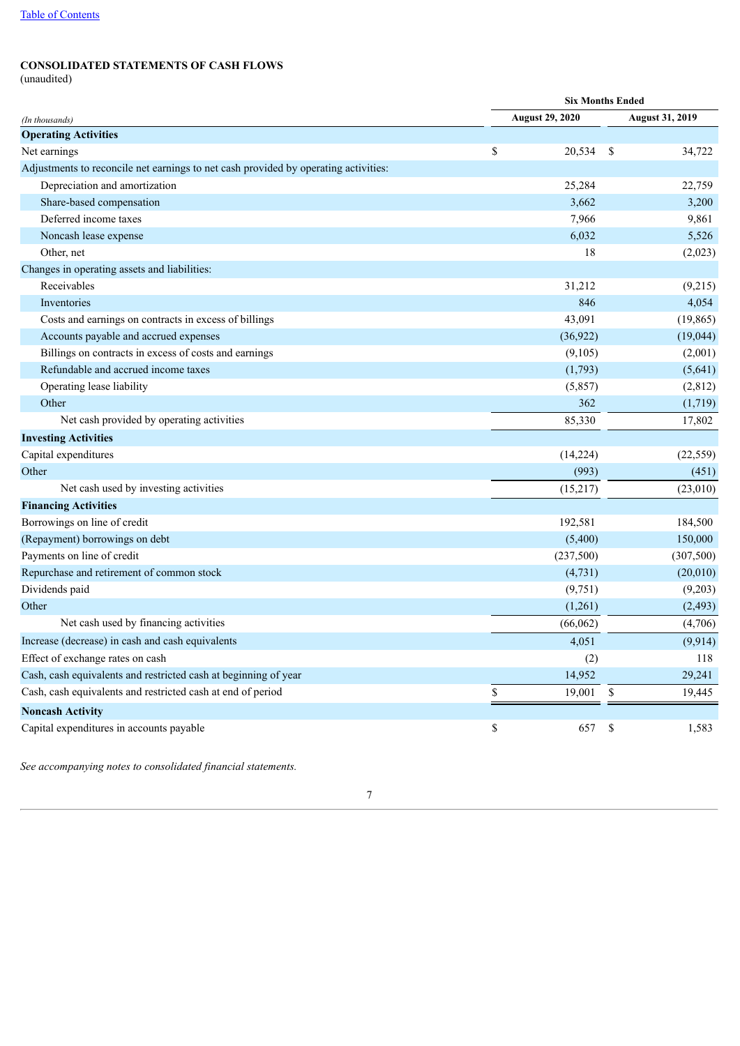[Table of Contents](#)

**CONSOLIDATED STATEMENTS OF CASH FLOWS**
(unaudited)

| *(In thousands)* | Six Months Ended | |
|---|---|---|
| | August 29, 2020 | August 31, 2019 |
| **Operating Activities** | | |
| Net earnings | $ 20,534 | $ 34,722 |
| Adjustments to reconcile net earnings to net cash provided by operating activities: | | |
| Depreciation and amortization | 25,284 | 22,759 |
| Share-based compensation | 3,662 | 3,200 |
| Deferred income taxes | 7,966 | 9,861 |
| Noncash lease expense | 6,032 | 5,526 |
| Other, net | 18 | (2,023) |
| Changes in operating assets and liabilities: | | |
| Receivables | 31,212 | (9,215) |
| Inventories | 846 | 4,054 |
| Costs and earnings on contracts in excess of billings | 43,091 | (19,865) |
| Accounts payable and accrued expenses | (36,922) | (19,044) |
| Billings on contracts in excess of costs and earnings | (9,105) | (2,001) |
| Refundable and accrued income taxes | (1,793) | (5,641) |
| Operating lease liability | (5,857) | (2,812) |
| Other | 362 | (1,719) |
| Net cash provided by operating activities | 85,330 | 17,802 |
| **Investing Activities** | | |
| Capital expenditures | (14,224) | (22,559) |
| Other | (993) | (451) |
| Net cash used by investing activities | (15,217) | (23,010) |
| **Financing Activities** | | |
| Borrowings on line of credit | 192,581 | 184,500 |
| (Repayment) borrowings on debt | (5,400) | 150,000 |
| Payments on line of credit | (237,500) | (307,500) |
| Repurchase and retirement of common stock | (4,731) | (20,010) |
| Dividends paid | (9,751) | (9,203) |
| Other | (1,261) | (2,493) |
| Net cash used by financing activities | (66,062) | (4,706) |
| Increase (decrease) in cash and cash equivalents | 4,051 | (9,914) |
| Effect of exchange rates on cash | (2) | 118 |
| Cash, cash equivalents and restricted cash at beginning of year | 14,952 | 29,241 |
| Cash, cash equivalents and restricted cash at end of period | $ 19,001 | $ 19,445 |
| **Noncash Activity** | | |
| Capital expenditures in accounts payable | $ 657 | $ 1,583 |

*See accompanying notes to consolidated financial statements.*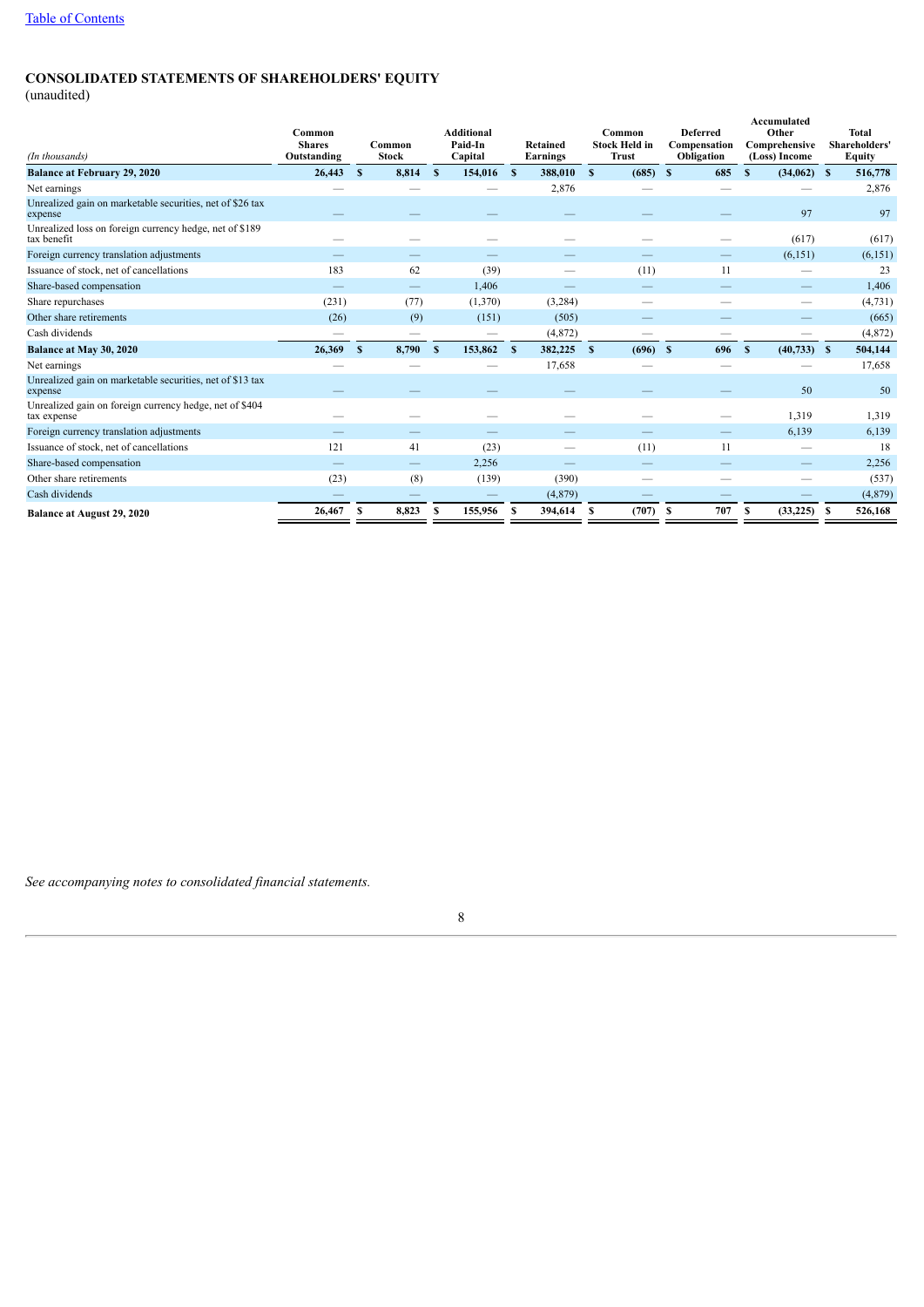[Table of Contents](#)

## CONSOLIDATED STATEMENTS OF SHAREHOLDERS' EQUITY

(unaudited)

| *(In thousands)* | Common Shares Outstanding | Common Stock | Additional Paid-In Capital | Retained Earnings | Common Stock Held in Trust | Deferred Compensation Obligation | Accumulated Other Comprehensive (Loss) Income | Total Shareholders' Equity |
|---|---|---|---|---|---|---|---|---|
| **Balance at February 29, 2020** | **26,443** | **$ 8,814** | **$ 154,016** | **$ 388,010** | **$ (685)** | **$ 685** | **$ (34,062)** | **$ 516,778** |
| Net earnings | — | — | — | 2,876 | — | — | — | 2,876 |
| Unrealized gain on marketable securities, net of $26 tax expense | — | — | — | — | — | — | 97 | 97 |
| Unrealized loss on foreign currency hedge, net of $189 tax benefit | — | — | — | — | — | — | (617) | (617) |
| Foreign currency translation adjustments | — | — | — | — | — | — | (6,151) | (6,151) |
| Issuance of stock, net of cancellations | 183 | 62 | (39) | — | (11) | 11 | — | 23 |
| Share-based compensation | — | — | 1,406 | — | — | — | — | 1,406 |
| Share repurchases | (231) | (77) | (1,370) | (3,284) | — | — | — | (4,731) |
| Other share retirements | (26) | (9) | (151) | (505) | — | — | — | (665) |
| Cash dividends | — | — | — | (4,872) | — | — | — | (4,872) |
| **Balance at May 30, 2020** | **26,369** | **$ 8,790** | **$ 153,862** | **$ 382,225** | **$ (696)** | **$ 696** | **$ (40,733)** | **$ 504,144** |
| Net earnings | — | — | — | 17,658 | — | — | — | 17,658 |
| Unrealized gain on marketable securities, net of $13 tax expense | — | — | — | — | — | — | 50 | 50 |
| Unrealized gain on foreign currency hedge, net of $404 tax expense | — | — | — | — | — | — | 1,319 | 1,319 |
| Foreign currency translation adjustments | — | — | — | — | — | — | 6,139 | 6,139 |
| Issuance of stock, net of cancellations | 121 | 41 | (23) | — | (11) | 11 | — | 18 |
| Share-based compensation | — | — | 2,256 | — | — | — | — | 2,256 |
| Other share retirements | (23) | (8) | (139) | (390) | — | — | — | (537) |
| Cash dividends | — | — | — | (4,879) | — | — | — | (4,879) |
| **Balance at August 29, 2020** | **26,467** | **$ 8,823** | **$ 155,956** | **$ 394,614** | **$ (707)** | **$ 707** | **$ (33,225)** | **$ 526,168** |

*See accompanying notes to consolidated financial statements.*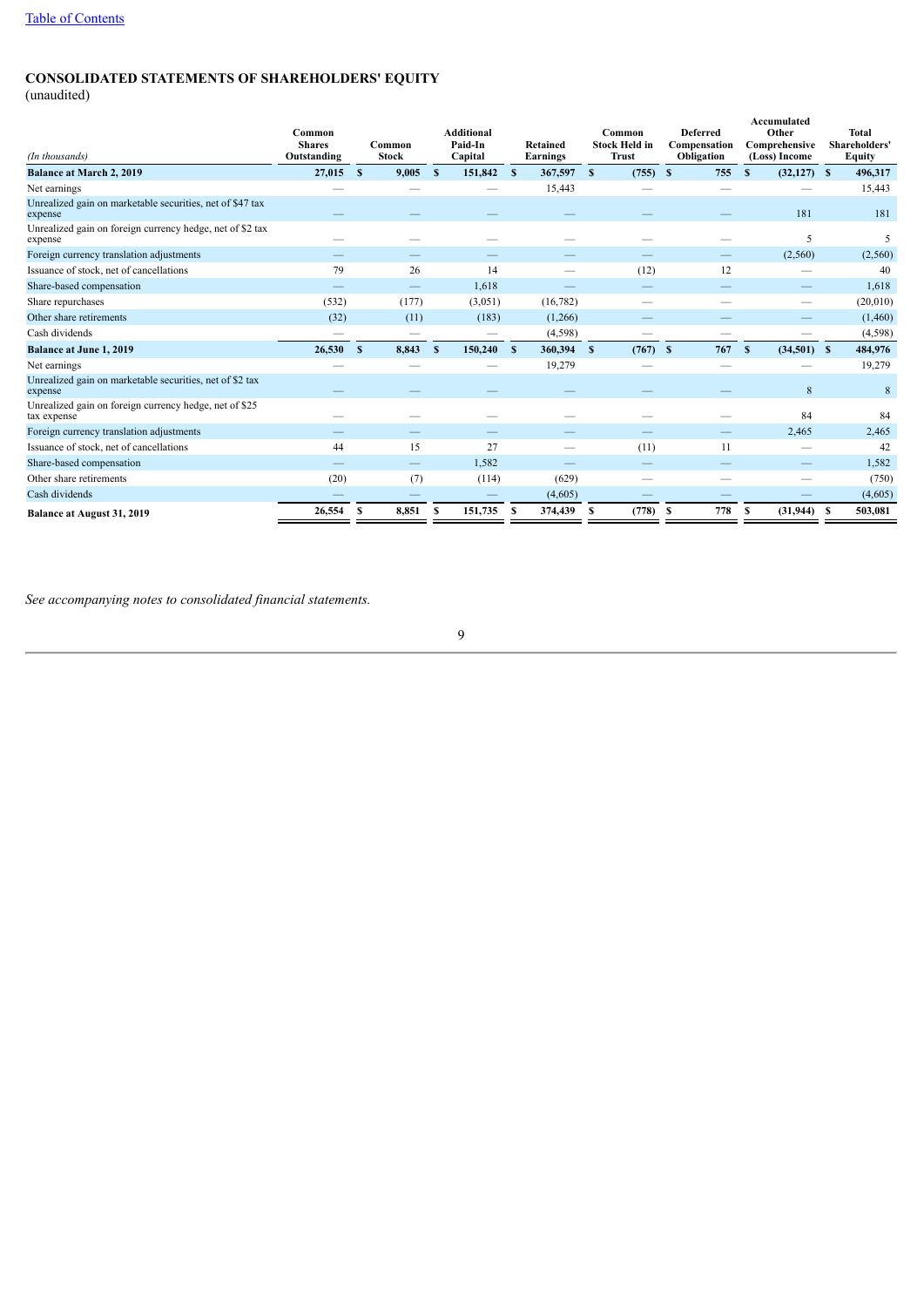[Table of Contents](#)

## CONSOLIDATED STATEMENTS OF SHAREHOLDERS' EQUITY

(unaudited)

| *(In thousands)* | Common Shares Outstanding | Common Stock | Additional Paid-In Capital | Retained Earnings | Common Stock Held in Trust | Deferred Compensation Obligation | Accumulated Other Comprehensive (Loss) Income | Total Shareholders' Equity |
|---|---|---|---|---|---|---|---|---|
| **Balance at March 2, 2019** | **27,015** | **$ 9,005** | **$ 151,842** | **$ 367,597** | **$ (755)** | **$ 755** | **$ (32,127)** | **$ 496,317** |
| Net earnings | — | — | — | 15,443 | — | — | — | 15,443 |
| Unrealized gain on marketable securities, net of $47 tax expense | — | — | — | — | — | — | 181 | 181 |
| Unrealized gain on foreign currency hedge, net of $2 tax expense | — | — | — | — | — | — | 5 | 5 |
| Foreign currency translation adjustments | — | — | — | — | — | — | (2,560) | (2,560) |
| Issuance of stock, net of cancellations | 79 | 26 | 14 | — | (12) | 12 | — | 40 |
| Share-based compensation | — | — | 1,618 | — | — | — | — | 1,618 |
| Share repurchases | (532) | (177) | (3,051) | (16,782) | — | — | — | (20,010) |
| Other share retirements | (32) | (11) | (183) | (1,266) | — | — | — | (1,460) |
| Cash dividends | — | — | — | (4,598) | — | — | — | (4,598) |
| **Balance at June 1, 2019** | **26,530** | **$ 8,843** | **$ 150,240** | **$ 360,394** | **$ (767)** | **$ 767** | **$ (34,501)** | **$ 484,976** |
| Net earnings | — | — | — | 19,279 | — | — | — | 19,279 |
| Unrealized gain on marketable securities, net of $2 tax expense | — | — | — | — | — | — | 8 | 8 |
| Unrealized gain on foreign currency hedge, net of $25 tax expense | — | — | — | — | — | — | 84 | 84 |
| Foreign currency translation adjustments | — | — | — | — | — | — | 2,465 | 2,465 |
| Issuance of stock, net of cancellations | 44 | 15 | 27 | — | (11) | 11 | — | 42 |
| Share-based compensation | — | — | 1,582 | — | — | — | — | 1,582 |
| Other share retirements | (20) | (7) | (114) | (629) | — | — | — | (750) |
| Cash dividends | — | — | — | (4,605) | — | — | — | (4,605) |
| **Balance at August 31, 2019** | **26,554** | **$ 8,851** | **$ 151,735** | **$ 374,439** | **$ (778)** | **$ 778** | **$ (31,944)** | **$ 503,081** |

*See accompanying notes to consolidated financial statements.*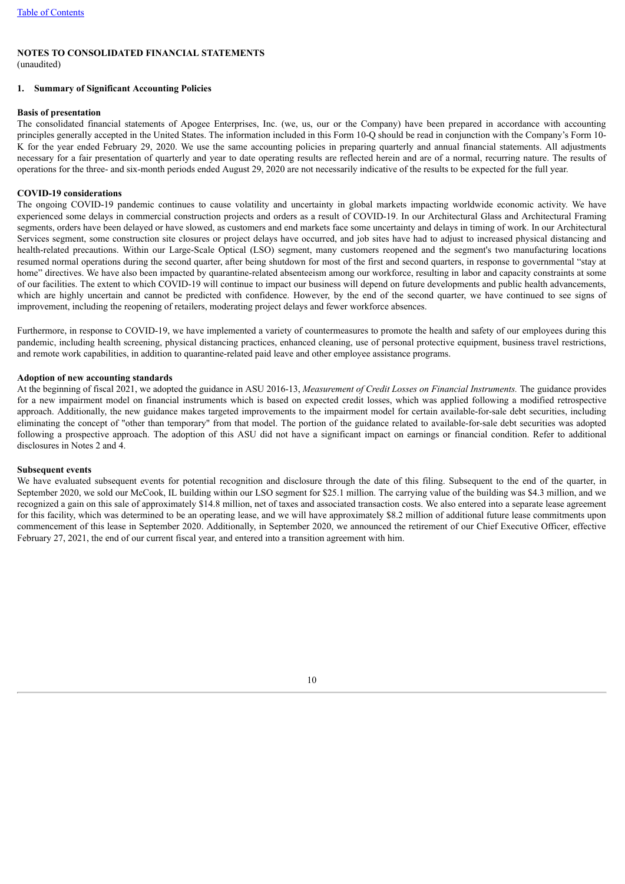## NOTES TO CONSOLIDATED FINANCIAL STATEMENTS

(unaudited)

### 1. Summary of Significant Accounting Policies

**Basis of presentation**

The consolidated financial statements of Apogee Enterprises, Inc. (we, us, our or the Company) have been prepared in accordance with accounting principles generally accepted in the United States. The information included in this Form 10-Q should be read in conjunction with the Company's Form 10-K for the year ended February 29, 2020. We use the same accounting policies in preparing quarterly and annual financial statements. All adjustments necessary for a fair presentation of quarterly and year to date operating results are reflected herein and are of a normal, recurring nature. The results of operations for the three- and six-month periods ended August 29, 2020 are not necessarily indicative of the results to be expected for the full year.

**COVID-19 considerations**

The ongoing COVID-19 pandemic continues to cause volatility and uncertainty in global markets impacting worldwide economic activity. We have experienced some delays in commercial construction projects and orders as a result of COVID-19. In our Architectural Glass and Architectural Framing segments, orders have been delayed or have slowed, as customers and end markets face some uncertainty and delays in timing of work. In our Architectural Services segment, some construction site closures or project delays have occurred, and job sites have had to adjust to increased physical distancing and health-related precautions. Within our Large-Scale Optical (LSO) segment, many customers reopened and the segment's two manufacturing locations resumed normal operations during the second quarter, after being shutdown for most of the first and second quarters, in response to governmental "stay at home" directives. We have also been impacted by quarantine-related absenteeism among our workforce, resulting in labor and capacity constraints at some of our facilities. The extent to which COVID-19 will continue to impact our business will depend on future developments and public health advancements, which are highly uncertain and cannot be predicted with confidence. However, by the end of the second quarter, we have continued to see signs of improvement, including the reopening of retailers, moderating project delays and fewer workforce absences.

Furthermore, in response to COVID-19, we have implemented a variety of countermeasures to promote the health and safety of our employees during this pandemic, including health screening, physical distancing practices, enhanced cleaning, use of personal protective equipment, business travel restrictions, and remote work capabilities, in addition to quarantine-related paid leave and other employee assistance programs.

**Adoption of new accounting standards**

At the beginning of fiscal 2021, we adopted the guidance in ASU 2016-13, *Measurement of Credit Losses on Financial Instruments.* The guidance provides for a new impairment model on financial instruments which is based on expected credit losses, which was applied following a modified retrospective approach. Additionally, the new guidance makes targeted improvements to the impairment model for certain available-for-sale debt securities, including eliminating the concept of "other than temporary" from that model. The portion of the guidance related to available-for-sale debt securities was adopted following a prospective approach. The adoption of this ASU did not have a significant impact on earnings or financial condition. Refer to additional disclosures in Notes 2 and 4.

**Subsequent events**

We have evaluated subsequent events for potential recognition and disclosure through the date of this filing. Subsequent to the end of the quarter, in September 2020, we sold our McCook, IL building within our LSO segment for $25.1 million. The carrying value of the building was $4.3 million, and we recognized a gain on this sale of approximately $14.8 million, net of taxes and associated transaction costs. We also entered into a separate lease agreement for this facility, which was determined to be an operating lease, and we will have approximately $8.2 million of additional future lease commitments upon commencement of this lease in September 2020. Additionally, in September 2020, we announced the retirement of our Chief Executive Officer, effective February 27, 2021, the end of our current fiscal year, and entered into a transition agreement with him.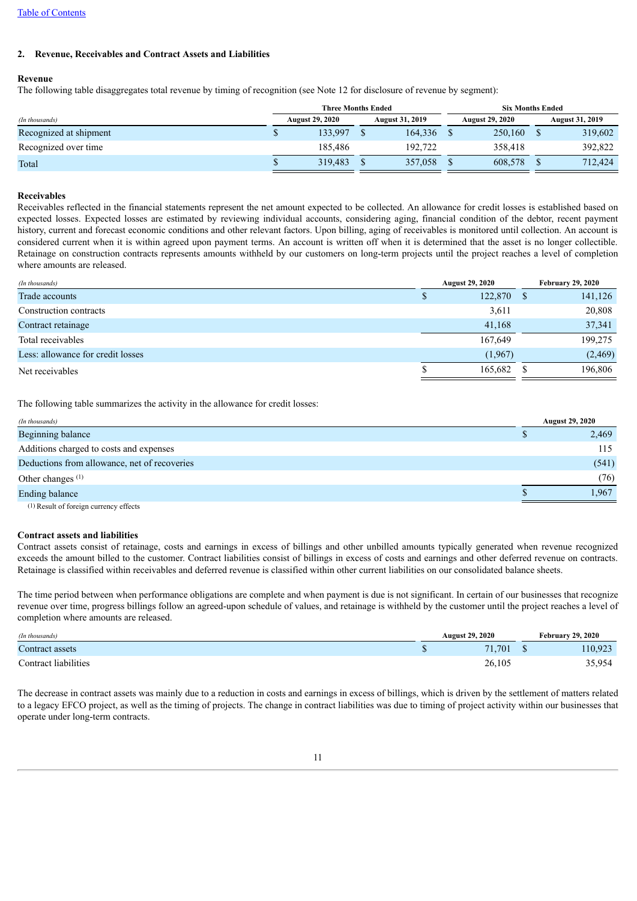## 2. Revenue, Receivables and Contract Assets and Liabilities

### Revenue

The following table disaggregates total revenue by timing of recognition (see Note 12 for disclosure of revenue by segment):

| *(In thousands)* | Three Months Ended | | Six Months Ended | |
|---|---|---|---|---|
| | August 29, 2020 | August 31, 2019 | August 29, 2020 | August 31, 2019 |
| Recognized at shipment | $ 133,997 | $ 164,336 | $ 250,160 | $ 319,602 |
| Recognized over time | 185,486 | 192,722 | 358,418 | 392,822 |
| Total | $ 319,483 | $ 357,058 | $ 608,578 | $ 712,424 |

### Receivables

Receivables reflected in the financial statements represent the net amount expected to be collected. An allowance for credit losses is established based on expected losses. Expected losses are estimated by reviewing individual accounts, considering aging, financial condition of the debtor, recent payment history, current and forecast economic conditions and other relevant factors. Upon billing, aging of receivables is monitored until collection. An account is considered current when it is within agreed upon payment terms. An account is written off when it is determined that the asset is no longer collectible. Retainage on construction contracts represents amounts withheld by our customers on long-term projects until the project reaches a level of completion where amounts are released.

| *(In thousands)* | August 29, 2020 | February 29, 2020 |
|---|---|---|
| Trade accounts | $ 122,870 | $ 141,126 |
| Construction contracts | 3,611 | 20,808 |
| Contract retainage | 41,168 | 37,341 |
| Total receivables | 167,649 | 199,275 |
| Less: allowance for credit losses | (1,967) | (2,469) |
| Net receivables | $ 165,682 | $ 196,806 |

The following table summarizes the activity in the allowance for credit losses:

| *(In thousands)* | August 29, 2020 |
|---|---|
| Beginning balance | $ 2,469 |
| Additions charged to costs and expenses | 115 |
| Deductions from allowance, net of recoveries | (541) |
| Other changes [(1)] | (76) |
| Ending balance | $ 1,967 |

[(1)] Result of foreign currency effects

### Contract assets and liabilities

Contract assets consist of retainage, costs and earnings in excess of billings and other unbilled amounts typically generated when revenue recognized exceeds the amount billed to the customer. Contract liabilities consist of billings in excess of costs and earnings and other deferred revenue on contracts. Retainage is classified within receivables and deferred revenue is classified within other current liabilities on our consolidated balance sheets.

The time period between when performance obligations are complete and when payment is due is not significant. In certain of our businesses that recognize revenue over time, progress billings follow an agreed-upon schedule of values, and retainage is withheld by the customer until the project reaches a level of completion where amounts are released.

| *(In thousands)* | August 29, 2020 | February 29, 2020 |
|---|---|---|
| Contract assets | $ 71,701 | $ 110,923 |
| Contract liabilities | 26,105 | 35,954 |

The decrease in contract assets was mainly due to a reduction in costs and earnings in excess of billings, which is driven by the settlement of matters related to a legacy EFCO project, as well as the timing of projects. The change in contract liabilities was due to timing of project activity within our businesses that operate under long-term contracts.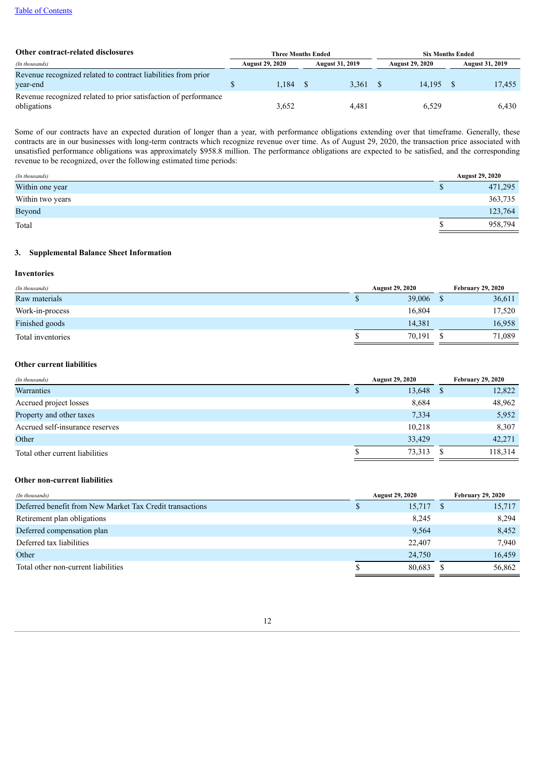**Other contract-related disclosures**

| *(In thousands)* | Three Months Ended | | Six Months Ended | |
|---|---|---|---|---|
| | August 29, 2020 | August 31, 2019 | August 29, 2020 | August 31, 2019 |
| Revenue recognized related to contract liabilities from prior year-end | $ 1,184 | $ 3,361 | $ 14,195 | $ 17,455 |
| Revenue recognized related to prior satisfaction of performance obligations | 3,652 | 4,481 | 6,529 | 6,430 |

Some of our contracts have an expected duration of longer than a year, with performance obligations extending over that timeframe. Generally, these contracts are in our businesses with long-term contracts which recognize revenue over time. As of August 29, 2020, the transaction price associated with unsatisfied performance obligations was approximately $958.8 million. The performance obligations are expected to be satisfied, and the corresponding revenue to be recognized, over the following estimated time periods:

| *(In thousands)* | August 29, 2020 |
|---|---|
| Within one year | $ 471,295 |
| Within two years | 363,735 |
| Beyond | 123,764 |
| Total | $ 958,794 |

### 3. Supplemental Balance Sheet Information

**Inventories**

| *(In thousands)* | August 29, 2020 | February 29, 2020 |
|---|---|---|
| Raw materials | $ 39,006 | $ 36,611 |
| Work-in-process | 16,804 | 17,520 |
| Finished goods | 14,381 | 16,958 |
| Total inventories | $ 70,191 | $ 71,089 |

**Other current liabilities**

| *(In thousands)* | August 29, 2020 | February 29, 2020 |
|---|---|---|
| Warranties | $ 13,648 | $ 12,822 |
| Accrued project losses | 8,684 | 48,962 |
| Property and other taxes | 7,334 | 5,952 |
| Accrued self-insurance reserves | 10,218 | 8,307 |
| Other | 33,429 | 42,271 |
| Total other current liabilities | $ 73,313 | $ 118,314 |

**Other non-current liabilities**

| *(In thousands)* | August 29, 2020 | February 29, 2020 |
|---|---|---|
| Deferred benefit from New Market Tax Credit transactions | $ 15,717 | $ 15,717 |
| Retirement plan obligations | 8,245 | 8,294 |
| Deferred compensation plan | 9,564 | 8,452 |
| Deferred tax liabilities | 22,407 | 7,940 |
| Other | 24,750 | 16,459 |
| Total other non-current liabilities | $ 80,683 | $ 56,862 |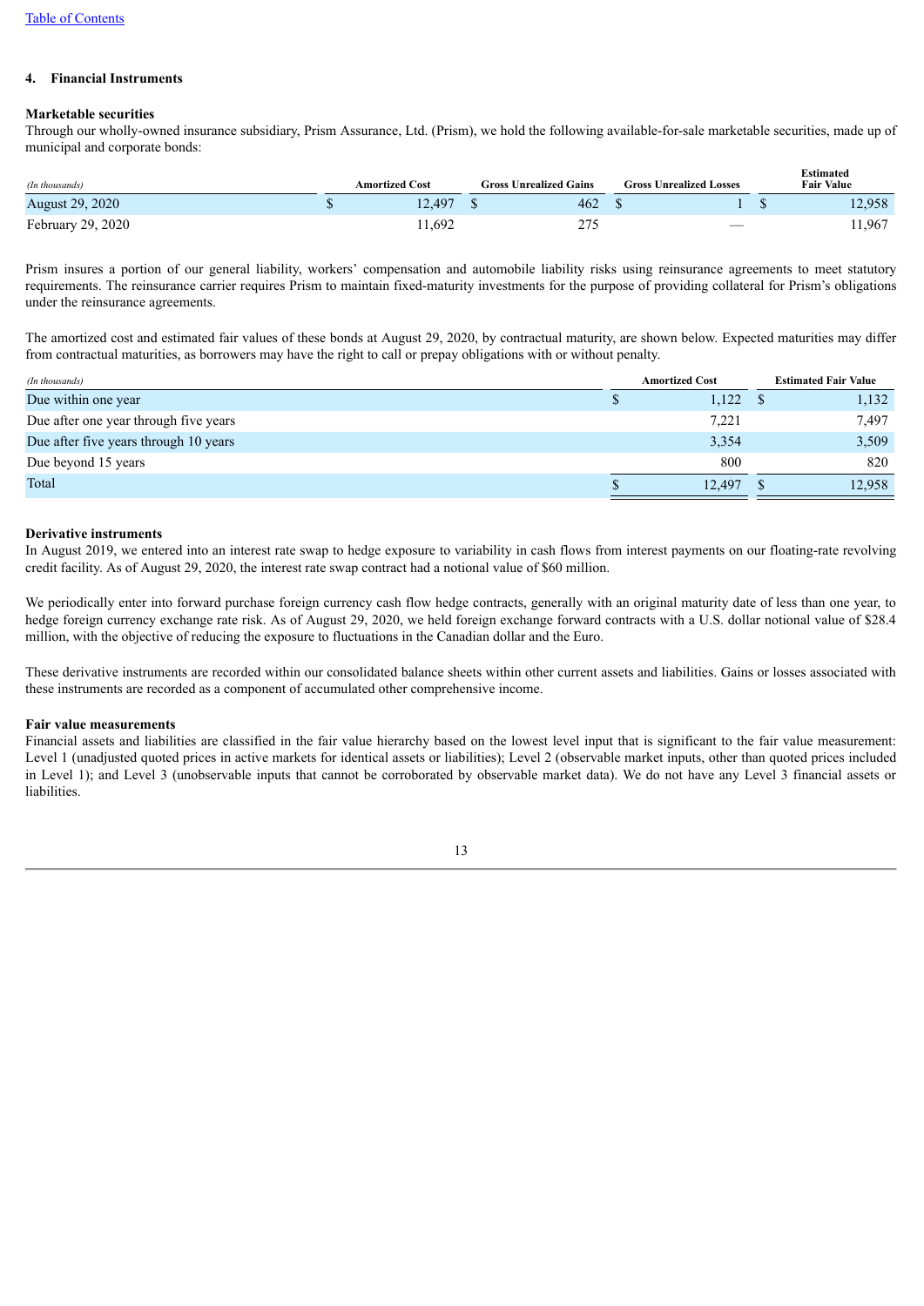Table of Contents

#### 4. Financial Instruments

**Marketable securities**

Through our wholly-owned insurance subsidiary, Prism Assurance, Ltd. (Prism), we hold the following available-for-sale marketable securities, made up of municipal and corporate bonds:

| *(In thousands)* | Amortized Cost | Gross Unrealized Gains | Gross Unrealized Losses | Estimated Fair Value |
|---|---|---|---|---|
| August 29, 2020 | $ 12,497 | $ 462 | $ 1 | $ 12,958 |
| February 29, 2020 | 11,692 | 275 | — | 11,967 |

Prism insures a portion of our general liability, workers' compensation and automobile liability risks using reinsurance agreements to meet statutory requirements. The reinsurance carrier requires Prism to maintain fixed-maturity investments for the purpose of providing collateral for Prism's obligations under the reinsurance agreements.

The amortized cost and estimated fair values of these bonds at August 29, 2020, by contractual maturity, are shown below. Expected maturities may differ from contractual maturities, as borrowers may have the right to call or prepay obligations with or without penalty.

| *(In thousands)* | Amortized Cost | Estimated Fair Value |
|---|---|---|
| Due within one year | $ 1,122 | $ 1,132 |
| Due after one year through five years | 7,221 | 7,497 |
| Due after five years through 10 years | 3,354 | 3,509 |
| Due beyond 15 years | 800 | 820 |
| Total | $ 12,497 | $ 12,958 |

**Derivative instruments**

In August 2019, we entered into an interest rate swap to hedge exposure to variability in cash flows from interest payments on our floating-rate revolving credit facility. As of August 29, 2020, the interest rate swap contract had a notional value of $60 million.

We periodically enter into forward purchase foreign currency cash flow hedge contracts, generally with an original maturity date of less than one year, to hedge foreign currency exchange rate risk. As of August 29, 2020, we held foreign exchange forward contracts with a U.S. dollar notional value of $28.4 million, with the objective of reducing the exposure to fluctuations in the Canadian dollar and the Euro.

These derivative instruments are recorded within our consolidated balance sheets within other current assets and liabilities. Gains or losses associated with these instruments are recorded as a component of accumulated other comprehensive income.

**Fair value measurements**

Financial assets and liabilities are classified in the fair value hierarchy based on the lowest level input that is significant to the fair value measurement: Level 1 (unadjusted quoted prices in active markets for identical assets or liabilities); Level 2 (observable market inputs, other than quoted prices included in Level 1); and Level 3 (unobservable inputs that cannot be corroborated by observable market data). We do not have any Level 3 financial assets or liabilities.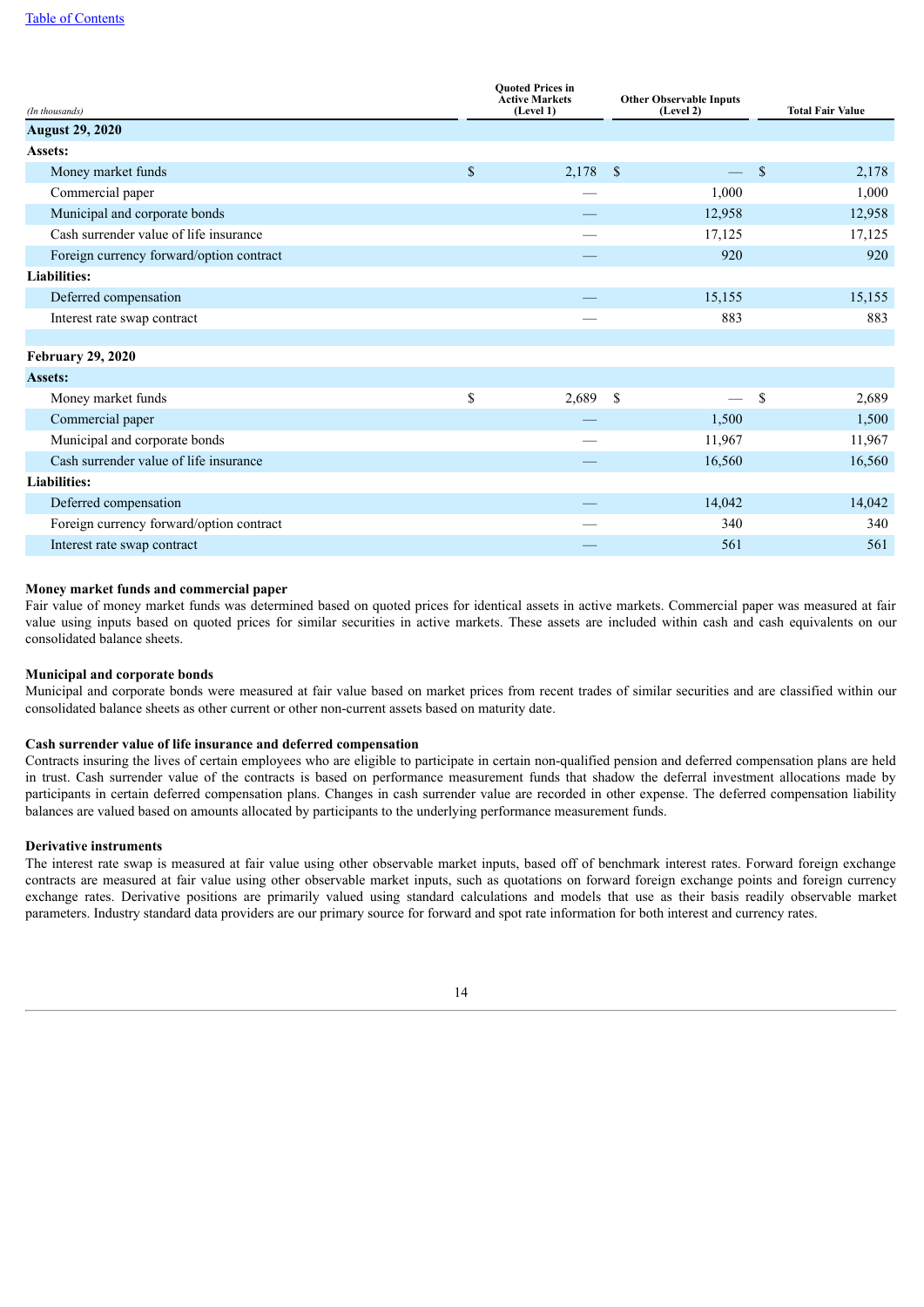| *(In thousands)* | Quoted Prices in Active Markets (Level 1) | Other Observable Inputs (Level 2) | Total Fair Value |
|---|---|---|---|
| **August 29, 2020** | | | |
| **Assets:** | | | |
| Money market funds | $ 2,178 | $ — | $ 2,178 |
| Commercial paper | — | 1,000 | 1,000 |
| Municipal and corporate bonds | — | 12,958 | 12,958 |
| Cash surrender value of life insurance | — | 17,125 | 17,125 |
| Foreign currency forward/option contract | — | 920 | 920 |
| **Liabilities:** | | | |
| Deferred compensation | — | 15,155 | 15,155 |
| Interest rate swap contract | — | 883 | 883 |
| | | | |
| **February 29, 2020** | | | |
| **Assets:** | | | |
| Money market funds | $ 2,689 | $ — | $ 2,689 |
| Commercial paper | — | 1,500 | 1,500 |
| Municipal and corporate bonds | — | 11,967 | 11,967 |
| Cash surrender value of life insurance | — | 16,560 | 16,560 |
| **Liabilities:** | | | |
| Deferred compensation | — | 14,042 | 14,042 |
| Foreign currency forward/option contract | — | 340 | 340 |
| Interest rate swap contract | — | 561 | 561 |

**Money market funds and commercial paper**
Fair value of money market funds was determined based on quoted prices for identical assets in active markets. Commercial paper was measured at fair value using inputs based on quoted prices for similar securities in active markets. These assets are included within cash and cash equivalents on our consolidated balance sheets.

**Municipal and corporate bonds**
Municipal and corporate bonds were measured at fair value based on market prices from recent trades of similar securities and are classified within our consolidated balance sheets as other current or other non-current assets based on maturity date.

**Cash surrender value of life insurance and deferred compensation**
Contracts insuring the lives of certain employees who are eligible to participate in certain non-qualified pension and deferred compensation plans are held in trust. Cash surrender value of the contracts is based on performance measurement funds that shadow the deferral investment allocations made by participants in certain deferred compensation plans. Changes in cash surrender value are recorded in other expense. The deferred compensation liability balances are valued based on amounts allocated by participants to the underlying performance measurement funds.

**Derivative instruments**
The interest rate swap is measured at fair value using other observable market inputs, based off of benchmark interest rates. Forward foreign exchange contracts are measured at fair value using other observable market inputs, such as quotations on forward foreign exchange points and foreign currency exchange rates. Derivative positions are primarily valued using standard calculations and models that use as their basis readily observable market parameters. Industry standard data providers are our primary source for forward and spot rate information for both interest and currency rates.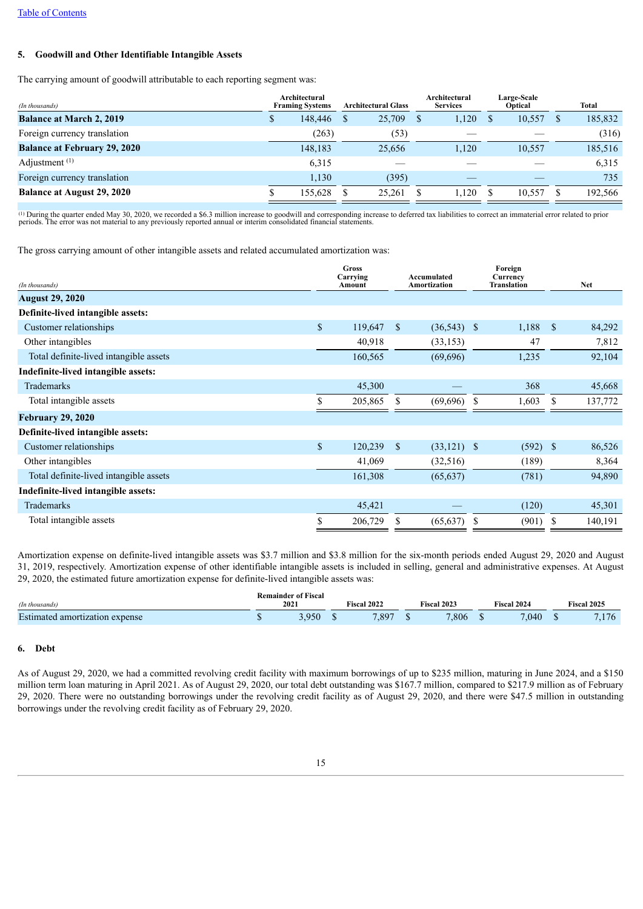[Table of Contents](#)

**5. Goodwill and Other Identifiable Intangible Assets**

The carrying amount of goodwill attributable to each reporting segment was:

| *(In thousands)* | Architectural Framing Systems | Architectural Glass | Architectural Services | Large-Scale Optical | Total |
|---|---|---|---|---|---|
| **Balance at March 2, 2019** | $ 148,446 | $ 25,709 | $ 1,120 | $ 10,557 | $ 185,832 |
| Foreign currency translation | (263) | (53) | — | — | (316) |
| **Balance at February 29, 2020** | 148,183 | 25,656 | 1,120 | 10,557 | 185,516 |
| Adjustment [(1)] | 6,315 | — | — | — | 6,315 |
| Foreign currency translation | 1,130 | (395) | — | — | 735 |
| **Balance at August 29, 2020** | $ 155,628 | $ 25,261 | $ 1,120 | $ 10,557 | $ 192,566 |

[(1)] During the quarter ended May 30, 2020, we recorded a $6.3 million increase to goodwill and corresponding increase to deferred tax liabilities to correct an immaterial error related to prior periods. The error was not material to any previously reported annual or interim consolidated financial statements.

The gross carrying amount of other intangible assets and related accumulated amortization was:

| *(In thousands)* | Gross Carrying Amount | Accumulated Amortization | Foreign Currency Translation | Net |
|---|---|---|---|---|
| **August 29, 2020** | | | | |
| **Definite-lived intangible assets:** | | | | |
| Customer relationships | $ 119,647 | $ (36,543) | $ 1,188 | $ 84,292 |
| Other intangibles | 40,918 | (33,153) | 47 | 7,812 |
| Total definite-lived intangible assets | 160,565 | (69,696) | 1,235 | 92,104 |
| **Indefinite-lived intangible assets:** | | | | |
| Trademarks | 45,300 | — | 368 | 45,668 |
| Total intangible assets | $ 205,865 | $ (69,696) | $ 1,603 | $ 137,772 |
| **February 29, 2020** | | | | |
| **Definite-lived intangible assets:** | | | | |
| Customer relationships | $ 120,239 | $ (33,121) | $ (592) | $ 86,526 |
| Other intangibles | 41,069 | (32,516) | (189) | 8,364 |
| Total definite-lived intangible assets | 161,308 | (65,637) | (781) | 94,890 |
| **Indefinite-lived intangible assets:** | | | | |
| Trademarks | 45,421 | — | (120) | 45,301 |
| Total intangible assets | $ 206,729 | $ (65,637) | $ (901) | $ 140,191 |

Amortization expense on definite-lived intangible assets was $3.7 million and $3.8 million for the six-month periods ended August 29, 2020 and August 31, 2019, respectively. Amortization expense of other identifiable intangible assets is included in selling, general and administrative expenses. At August 29, 2020, the estimated future amortization expense for definite-lived intangible assets was:

| *(In thousands)* | Remainder of Fiscal 2021 | Fiscal 2022 | Fiscal 2023 | Fiscal 2024 | Fiscal 2025 |
|---|---|---|---|---|---|
| Estimated amortization expense | $ 3,950 | $ 7,897 | $ 7,806 | $ 7,040 | $ 7,176 |

**6. Debt**

As of August 29, 2020, we had a committed revolving credit facility with maximum borrowings of up to $235 million, maturing in June 2024, and a $150 million term loan maturing in April 2021. As of August 29, 2020, our total debt outstanding was $167.7 million, compared to $217.9 million as of February 29, 2020. There were no outstanding borrowings under the revolving credit facility as of August 29, 2020, and there were $47.5 million in outstanding borrowings under the revolving credit facility as of February 29, 2020.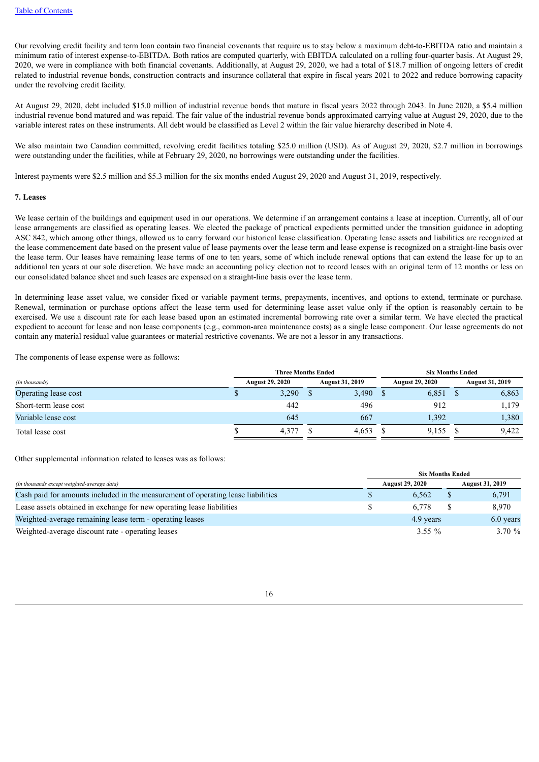Our revolving credit facility and term loan contain two financial covenants that require us to stay below a maximum debt-to-EBITDA ratio and maintain a minimum ratio of interest expense-to-EBITDA. Both ratios are computed quarterly, with EBITDA calculated on a rolling four-quarter basis. At August 29, 2020, we were in compliance with both financial covenants. Additionally, at August 29, 2020, we had a total of $18.7 million of ongoing letters of credit related to industrial revenue bonds, construction contracts and insurance collateral that expire in fiscal years 2021 to 2022 and reduce borrowing capacity under the revolving credit facility.

At August 29, 2020, debt included $15.0 million of industrial revenue bonds that mature in fiscal years 2022 through 2043. In June 2020, a $5.4 million industrial revenue bond matured and was repaid. The fair value of the industrial revenue bonds approximated carrying value at August 29, 2020, due to the variable interest rates on these instruments. All debt would be classified as Level 2 within the fair value hierarchy described in Note 4.

We also maintain two Canadian committed, revolving credit facilities totaling $25.0 million (USD). As of August 29, 2020, $2.7 million in borrowings were outstanding under the facilities, while at February 29, 2020, no borrowings were outstanding under the facilities.

Interest payments were $2.5 million and $5.3 million for the six months ended August 29, 2020 and August 31, 2019, respectively.

## 7. Leases

We lease certain of the buildings and equipment used in our operations. We determine if an arrangement contains a lease at inception. Currently, all of our lease arrangements are classified as operating leases. We elected the package of practical expedients permitted under the transition guidance in adopting ASC 842, which among other things, allowed us to carry forward our historical lease classification. Operating lease assets and liabilities are recognized at the lease commencement date based on the present value of lease payments over the lease term and lease expense is recognized on a straight-line basis over the lease term. Our leases have remaining lease terms of one to ten years, some of which include renewal options that can extend the lease for up to an additional ten years at our sole discretion. We have made an accounting policy election not to record leases with an original term of 12 months or less on our consolidated balance sheet and such leases are expensed on a straight-line basis over the lease term.

In determining lease asset value, we consider fixed or variable payment terms, prepayments, incentives, and options to extend, terminate or purchase. Renewal, termination or purchase options affect the lease term used for determining lease asset value only if the option is reasonably certain to be exercised. We use a discount rate for each lease based upon an estimated incremental borrowing rate over a similar term. We have elected the practical expedient to account for lease and non lease components (e.g., common-area maintenance costs) as a single lease component. Our lease agreements do not contain any material residual value guarantees or material restrictive covenants. We are not a lessor in any transactions.

The components of lease expense were as follows:

| | Three Months Ended | | Six Months Ended | |
|---|---|---|---|---|
| *(In thousands)* | August 29, 2020 | August 31, 2019 | August 29, 2020 | August 31, 2019 |
| Operating lease cost | $ 3,290 | $ 3,490 | $ 6,851 | $ 6,863 |
| Short-term lease cost | 442 | 496 | 912 | 1,179 |
| Variable lease cost | 645 | 667 | 1,392 | 1,380 |
| Total lease cost | $ 4,377 | $ 4,653 | $ 9,155 | $ 9,422 |

Other supplemental information related to leases was as follows:

| | Six Months Ended | |
|---|---|---|
| *(In thousands except weighted-average data)* | August 29, 2020 | August 31, 2019 |
| Cash paid for amounts included in the measurement of operating lease liabilities | $ 6,562 | $ 6,791 |
| Lease assets obtained in exchange for new operating lease liabilities | $ 6,778 | $ 8,970 |
| Weighted-average remaining lease term - operating leases | 4.9 years | 6.0 years |
| Weighted-average discount rate - operating leases | 3.55 % | 3.70 % |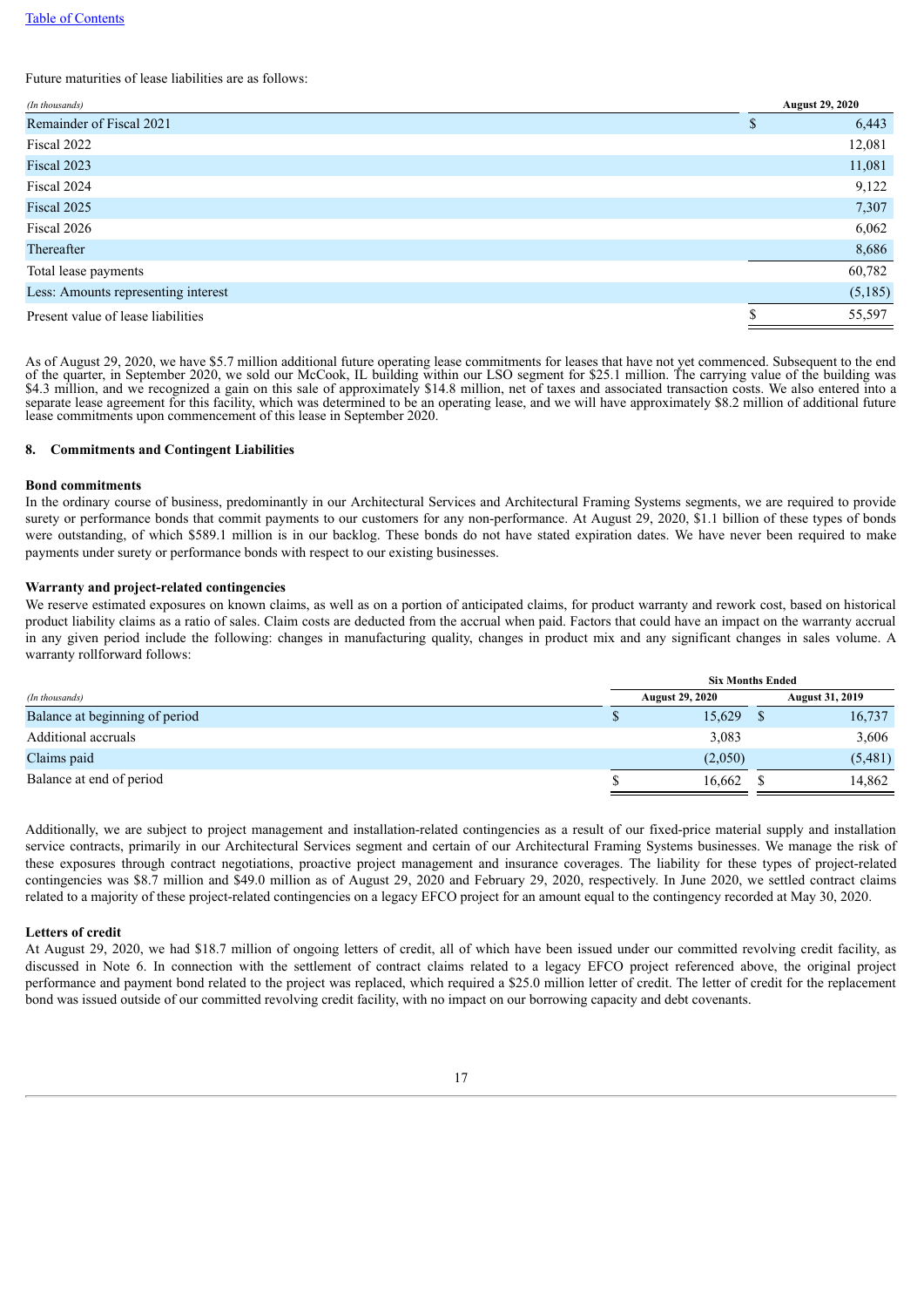Future maturities of lease liabilities are as follows:

| *(In thousands)* | August 29, 2020 |
|---|---|
| Remainder of Fiscal 2021 | $ 6,443 |
| Fiscal 2022 | 12,081 |
| Fiscal 2023 | 11,081 |
| Fiscal 2024 | 9,122 |
| Fiscal 2025 | 7,307 |
| Fiscal 2026 | 6,062 |
| Thereafter | 8,686 |
| Total lease payments | 60,782 |
| Less: Amounts representing interest | (5,185) |
| Present value of lease liabilities | $ 55,597 |

As of August 29, 2020, we have $5.7 million additional future operating lease commitments for leases that have not yet commenced. Subsequent to the end of the quarter, in September 2020, we sold our McCook, IL building within our LSO segment for $25.1 million. The carrying value of the building was $4.3 million, and we recognized a gain on this sale of approximately $14.8 million, net of taxes and associated transaction costs. We also entered into a separate lease agreement for this facility, which was determined to be an operating lease, and we will have approximately $8.2 million of additional future lease commitments upon commencement of this lease in September 2020.

## 8. Commitments and Contingent Liabilities

### Bond commitments

In the ordinary course of business, predominantly in our Architectural Services and Architectural Framing Systems segments, we are required to provide surety or performance bonds that commit payments to our customers for any non-performance. At August 29, 2020, $1.1 billion of these types of bonds were outstanding, of which $589.1 million is in our backlog. These bonds do not have stated expiration dates. We have never been required to make payments under surety or performance bonds with respect to our existing businesses.

### Warranty and project-related contingencies

We reserve estimated exposures on known claims, as well as on a portion of anticipated claims, for product warranty and rework cost, based on historical product liability claims as a ratio of sales. Claim costs are deducted from the accrual when paid. Factors that could have an impact on the warranty accrual in any given period include the following: changes in manufacturing quality, changes in product mix and any significant changes in sales volume. A warranty rollforward follows:

| | Six Months Ended | |
|---|---|---|
| *(In thousands)* | August 29, 2020 | August 31, 2019 |
| Balance at beginning of period | $ 15,629 | $ 16,737 |
| Additional accruals | 3,083 | 3,606 |
| Claims paid | (2,050) | (5,481) |
| Balance at end of period | $ 16,662 | $ 14,862 |

Additionally, we are subject to project management and installation-related contingencies as a result of our fixed-price material supply and installation service contracts, primarily in our Architectural Services segment and certain of our Architectural Framing Systems businesses. We manage the risk of these exposures through contract negotiations, proactive project management and insurance coverages. The liability for these types of project-related contingencies was $8.7 million and $49.0 million as of August 29, 2020 and February 29, 2020, respectively. In June 2020, we settled contract claims related to a majority of these project-related contingencies on a legacy EFCO project for an amount equal to the contingency recorded at May 30, 2020.

### Letters of credit

At August 29, 2020, we had $18.7 million of ongoing letters of credit, all of which have been issued under our committed revolving credit facility, as discussed in Note 6. In connection with the settlement of contract claims related to a legacy EFCO project referenced above, the original project performance and payment bond related to the project was replaced, which required a $25.0 million letter of credit. The letter of credit for the replacement bond was issued outside of our committed revolving credit facility, with no impact on our borrowing capacity and debt covenants.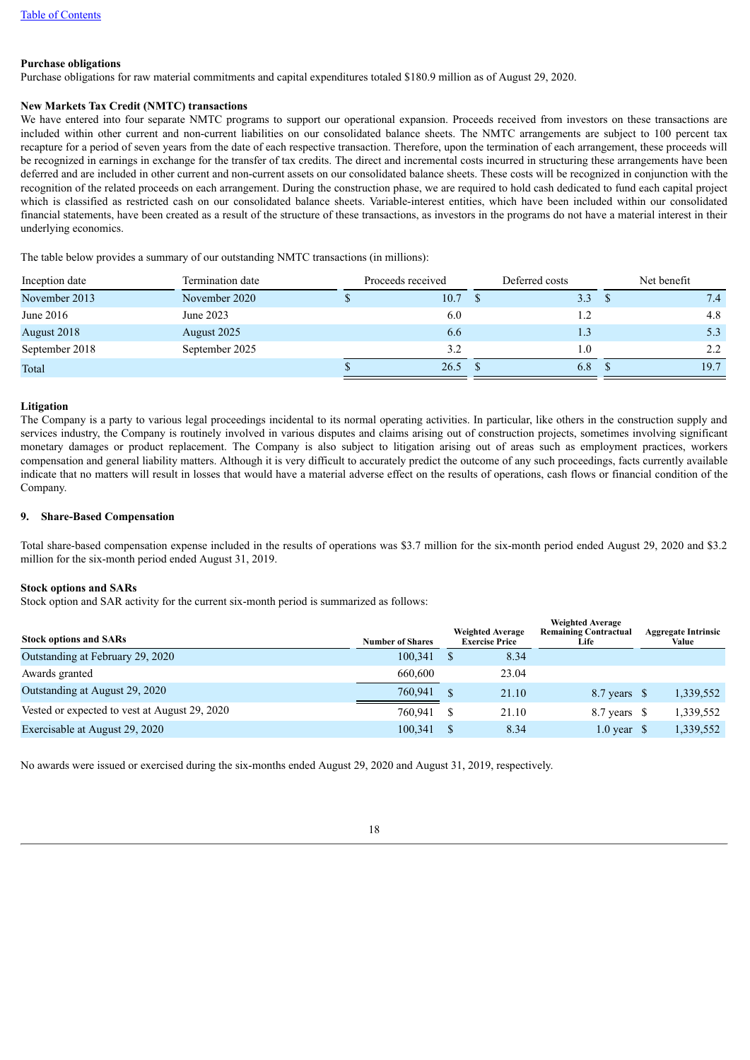**Purchase obligations**

Purchase obligations for raw material commitments and capital expenditures totaled $180.9 million as of August 29, 2020.

**New Markets Tax Credit (NMTC) transactions**

We have entered into four separate NMTC programs to support our operational expansion. Proceeds received from investors on these transactions are included within other current and non-current liabilities on our consolidated balance sheets. The NMTC arrangements are subject to 100 percent tax recapture for a period of seven years from the date of each respective transaction. Therefore, upon the termination of each arrangement, these proceeds will be recognized in earnings in exchange for the transfer of tax credits. The direct and incremental costs incurred in structuring these arrangements have been deferred and are included in other current and non-current assets on our consolidated balance sheets. These costs will be recognized in conjunction with the recognition of the related proceeds on each arrangement. During the construction phase, we are required to hold cash dedicated to fund each capital project which is classified as restricted cash on our consolidated balance sheets. Variable-interest entities, which have been included within our consolidated financial statements, have been created as a result of the structure of these transactions, as investors in the programs do not have a material interest in their underlying economics.

The table below provides a summary of our outstanding NMTC transactions (in millions):

| Inception date | Termination date | Proceeds received | Deferred costs | Net benefit |
|---|---|---|---|---|
| November 2013 | November 2020 | $ 10.7 | $ 3.3 | $ 7.4 |
| June 2016 | June 2023 | 6.0 | 1.2 | 4.8 |
| August 2018 | August 2025 | 6.6 | 1.3 | 5.3 |
| September 2018 | September 2025 | 3.2 | 1.0 | 2.2 |
| Total | | $ 26.5 | $ 6.8 | $ 19.7 |

**Litigation**

The Company is a party to various legal proceedings incidental to its normal operating activities. In particular, like others in the construction supply and services industry, the Company is routinely involved in various disputes and claims arising out of construction projects, sometimes involving significant monetary damages or product replacement. The Company is also subject to litigation arising out of areas such as employment practices, workers compensation and general liability matters. Although it is very difficult to accurately predict the outcome of any such proceedings, facts currently available indicate that no matters will result in losses that would have a material adverse effect on the results of operations, cash flows or financial condition of the Company.

**9. Share-Based Compensation**

Total share-based compensation expense included in the results of operations was $3.7 million for the six-month period ended August 29, 2020 and $3.2 million for the six-month period ended August 31, 2019.

**Stock options and SARs**

Stock option and SAR activity for the current six-month period is summarized as follows:

| Stock options and SARs | Number of Shares | Weighted Average Exercise Price | Weighted Average Remaining Contractual Life | Aggregate Intrinsic Value |
|---|---|---|---|---|
| Outstanding at February 29, 2020 | 100,341 | $ 8.34 | | |
| Awards granted | 660,600 | 23.04 | | |
| Outstanding at August 29, 2020 | 760,941 | $ 21.10 | 8.7 years | $ 1,339,552 |
| Vested or expected to vest at August 29, 2020 | 760,941 | $ 21.10 | 8.7 years | $ 1,339,552 |
| Exercisable at August 29, 2020 | 100,341 | $ 8.34 | 1.0 year | $ 1,339,552 |

No awards were issued or exercised during the six-months ended August 29, 2020 and August 31, 2019, respectively.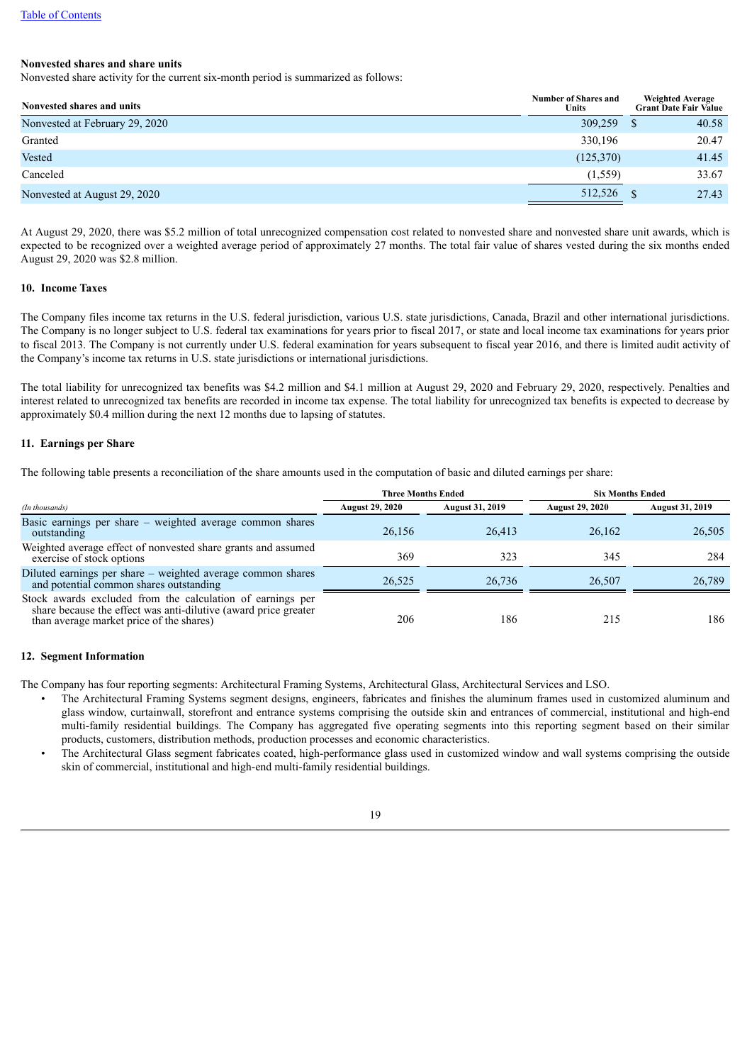**Nonvested shares and share units**

Nonvested share activity for the current six-month period is summarized as follows:

| Nonvested shares and units | Number of Shares and Units | Weighted Average Grant Date Fair Value |
|---|---|---|
| Nonvested at February 29, 2020 | 309,259 | $ 40.58 |
| Granted | 330,196 | 20.47 |
| Vested | (125,370) | 41.45 |
| Canceled | (1,559) | 33.67 |
| Nonvested at August 29, 2020 | 512,526 | $ 27.43 |

At August 29, 2020, there was $5.2 million of total unrecognized compensation cost related to nonvested share and nonvested share unit awards, which is expected to be recognized over a weighted average period of approximately 27 months. The total fair value of shares vested during the six months ended August 29, 2020 was $2.8 million.

## 10. Income Taxes

The Company files income tax returns in the U.S. federal jurisdiction, various U.S. state jurisdictions, Canada, Brazil and other international jurisdictions. The Company is no longer subject to U.S. federal tax examinations for years prior to fiscal 2017, or state and local income tax examinations for years prior to fiscal 2013. The Company is not currently under U.S. federal examination for years subsequent to fiscal year 2016, and there is limited audit activity of the Company's income tax returns in U.S. state jurisdictions or international jurisdictions.

The total liability for unrecognized tax benefits was $4.2 million and $4.1 million at August 29, 2020 and February 29, 2020, respectively. Penalties and interest related to unrecognized tax benefits are recorded in income tax expense. The total liability for unrecognized tax benefits is expected to decrease by approximately $0.4 million during the next 12 months due to lapsing of statutes.

## 11. Earnings per Share

The following table presents a reconciliation of the share amounts used in the computation of basic and diluted earnings per share:

| | Three Months Ended | | Six Months Ended | |
|---|---|---|---|---|
| *(In thousands)* | August 29, 2020 | August 31, 2019 | August 29, 2020 | August 31, 2019 |
| Basic earnings per share – weighted average common shares outstanding | 26,156 | 26,413 | 26,162 | 26,505 |
| Weighted average effect of nonvested share grants and assumed exercise of stock options | 369 | 323 | 345 | 284 |
| Diluted earnings per share – weighted average common shares and potential common shares outstanding | 26,525 | 26,736 | 26,507 | 26,789 |
| Stock awards excluded from the calculation of earnings per share because the effect was anti-dilutive (award price greater than average market price of the shares) | 206 | 186 | 215 | 186 |

## 12. Segment Information

The Company has four reporting segments: Architectural Framing Systems, Architectural Glass, Architectural Services and LSO.

- The Architectural Framing Systems segment designs, engineers, fabricates and finishes the aluminum frames used in customized aluminum and glass window, curtainwall, storefront and entrance systems comprising the outside skin and entrances of commercial, institutional and high-end multi-family residential buildings. The Company has aggregated five operating segments into this reporting segment based on their similar products, customers, distribution methods, production processes and economic characteristics.
- The Architectural Glass segment fabricates coated, high-performance glass used in customized window and wall systems comprising the outside skin of commercial, institutional and high-end multi-family residential buildings.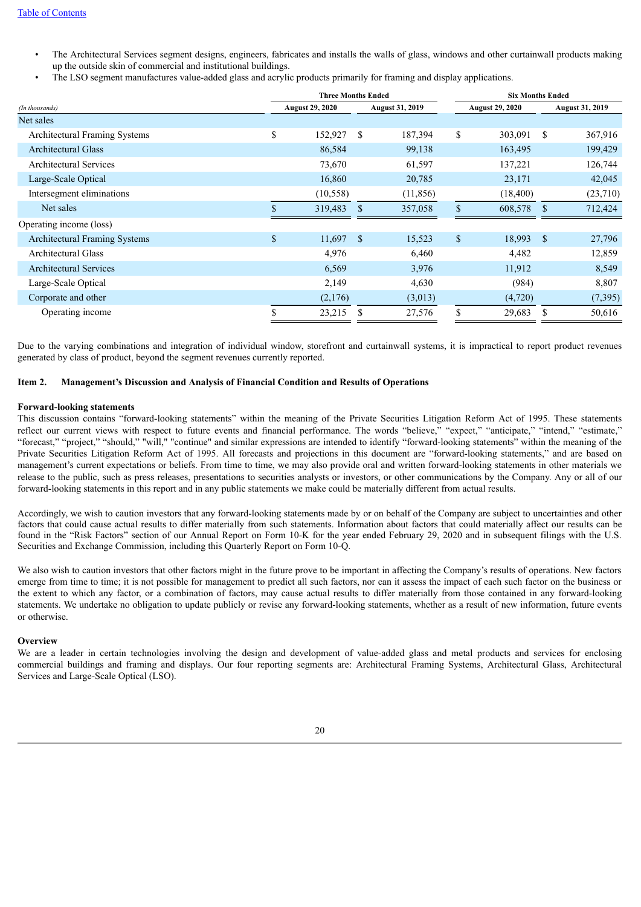- The Architectural Services segment designs, engineers, fabricates and installs the walls of glass, windows and other curtainwall products making up the outside skin of commercial and institutional buildings.
- The LSO segment manufactures value-added glass and acrylic products primarily for framing and display applications.

| *(In thousands)* | Three Months Ended | | Six Months Ended | |
|---|---|---|---|---|
| | August 29, 2020 | August 31, 2019 | August 29, 2020 | August 31, 2019 |
| Net sales | | | | |
| Architectural Framing Systems | $ 152,927 | $ 187,394 | $ 303,091 | $ 367,916 |
| Architectural Glass | 86,584 | 99,138 | 163,495 | 199,429 |
| Architectural Services | 73,670 | 61,597 | 137,221 | 126,744 |
| Large-Scale Optical | 16,860 | 20,785 | 23,171 | 42,045 |
| Intersegment eliminations | (10,558) | (11,856) | (18,400) | (23,710) |
| Net sales | $ 319,483 | $ 357,058 | $ 608,578 | $ 712,424 |
| Operating income (loss) | | | | |
| Architectural Framing Systems | $ 11,697 | $ 15,523 | $ 18,993 | $ 27,796 |
| Architectural Glass | 4,976 | 6,460 | 4,482 | 12,859 |
| Architectural Services | 6,569 | 3,976 | 11,912 | 8,549 |
| Large-Scale Optical | 2,149 | 4,630 | (984) | 8,807 |
| Corporate and other | (2,176) | (3,013) | (4,720) | (7,395) |
| Operating income | $ 23,215 | $ 27,576 | $ 29,683 | $ 50,616 |

Due to the varying combinations and integration of individual window, storefront and curtainwall systems, it is impractical to report product revenues generated by class of product, beyond the segment revenues currently reported.

## Item 2. Management's Discussion and Analysis of Financial Condition and Results of Operations

**Forward-looking statements**

This discussion contains "forward-looking statements" within the meaning of the Private Securities Litigation Reform Act of 1995. These statements reflect our current views with respect to future events and financial performance. The words "believe," "expect," "anticipate," "intend," "estimate," "forecast," "project," "should," "will," "continue" and similar expressions are intended to identify "forward-looking statements" within the meaning of the Private Securities Litigation Reform Act of 1995. All forecasts and projections in this document are "forward-looking statements," and are based on management's current expectations or beliefs. From time to time, we may also provide oral and written forward-looking statements in other materials we release to the public, such as press releases, presentations to securities analysts or investors, or other communications by the Company. Any or all of our forward-looking statements in this report and in any public statements we make could be materially different from actual results.

Accordingly, we wish to caution investors that any forward-looking statements made by or on behalf of the Company are subject to uncertainties and other factors that could cause actual results to differ materially from such statements. Information about factors that could materially affect our results can be found in the "Risk Factors" section of our Annual Report on Form 10-K for the year ended February 29, 2020 and in subsequent filings with the U.S. Securities and Exchange Commission, including this Quarterly Report on Form 10-Q.

We also wish to caution investors that other factors might in the future prove to be important in affecting the Company's results of operations. New factors emerge from time to time; it is not possible for management to predict all such factors, nor can it assess the impact of each such factor on the business or the extent to which any factor, or a combination of factors, may cause actual results to differ materially from those contained in any forward-looking statements. We undertake no obligation to update publicly or revise any forward-looking statements, whether as a result of new information, future events or otherwise.

**Overview**

We are a leader in certain technologies involving the design and development of value-added glass and metal products and services for enclosing commercial buildings and framing and displays. Our four reporting segments are: Architectural Framing Systems, Architectural Glass, Architectural Services and Large-Scale Optical (LSO).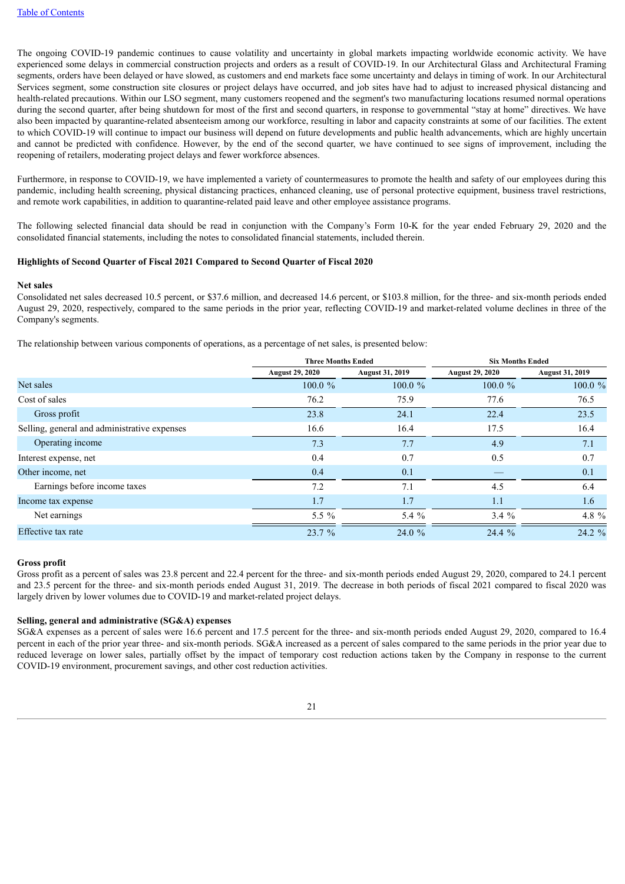[Table of Contents](#)

The ongoing COVID-19 pandemic continues to cause volatility and uncertainty in global markets impacting worldwide economic activity. We have experienced some delays in commercial construction projects and orders as a result of COVID-19. In our Architectural Glass and Architectural Framing segments, orders have been delayed or have slowed, as customers and end markets face some uncertainty and delays in timing of work. In our Architectural Services segment, some construction site closures or project delays have occurred, and job sites have had to adjust to increased physical distancing and health-related precautions. Within our LSO segment, many customers reopened and the segment's two manufacturing locations resumed normal operations during the second quarter, after being shutdown for most of the first and second quarters, in response to governmental "stay at home" directives. We have also been impacted by quarantine-related absenteeism among our workforce, resulting in labor and capacity constraints at some of our facilities. The extent to which COVID-19 will continue to impact our business will depend on future developments and public health advancements, which are highly uncertain and cannot be predicted with confidence. However, by the end of the second quarter, we have continued to see signs of improvement, including the reopening of retailers, moderating project delays and fewer workforce absences.

Furthermore, in response to COVID-19, we have implemented a variety of countermeasures to promote the health and safety of our employees during this pandemic, including health screening, physical distancing practices, enhanced cleaning, use of personal protective equipment, business travel restrictions, and remote work capabilities, in addition to quarantine-related paid leave and other employee assistance programs.

The following selected financial data should be read in conjunction with the Company's Form 10-K for the year ended February 29, 2020 and the consolidated financial statements, including the notes to consolidated financial statements, included therein.

**Highlights of Second Quarter of Fiscal 2021 Compared to Second Quarter of Fiscal 2020**

**Net sales**

Consolidated net sales decreased 10.5 percent, or $37.6 million, and decreased 14.6 percent, or $103.8 million, for the three- and six-month periods ended August 29, 2020, respectively, compared to the same periods in the prior year, reflecting COVID-19 and market-related volume declines in three of the Company's segments.

The relationship between various components of operations, as a percentage of net sales, is presented below:

| | Three Months Ended | | Six Months Ended | |
|---|---|---|---|---|
| | August 29, 2020 | August 31, 2019 | August 29, 2020 | August 31, 2019 |
| Net sales | 100.0 % | 100.0 % | 100.0 % | 100.0 % |
| Cost of sales | 76.2 | 75.9 | 77.6 | 76.5 |
| Gross profit | 23.8 | 24.1 | 22.4 | 23.5 |
| Selling, general and administrative expenses | 16.6 | 16.4 | 17.5 | 16.4 |
| Operating income | 7.3 | 7.7 | 4.9 | 7.1 |
| Interest expense, net | 0.4 | 0.7 | 0.5 | 0.7 |
| Other income, net | 0.4 | 0.1 | — | 0.1 |
| Earnings before income taxes | 7.2 | 7.1 | 4.5 | 6.4 |
| Income tax expense | 1.7 | 1.7 | 1.1 | 1.6 |
| Net earnings | 5.5 % | 5.4 % | 3.4 % | 4.8 % |
| Effective tax rate | 23.7 % | 24.0 % | 24.4 % | 24.2 % |

**Gross profit**

Gross profit as a percent of sales was 23.8 percent and 22.4 percent for the three- and six-month periods ended August 29, 2020, compared to 24.1 percent and 23.5 percent for the three- and six-month periods ended August 31, 2019. The decrease in both periods of fiscal 2021 compared to fiscal 2020 was largely driven by lower volumes due to COVID-19 and market-related project delays.

**Selling, general and administrative (SG&A) expenses**

SG&A expenses as a percent of sales were 16.6 percent and 17.5 percent for the three- and six-month periods ended August 29, 2020, compared to 16.4 percent in each of the prior year three- and six-month periods. SG&A increased as a percent of sales compared to the same periods in the prior year due to reduced leverage on lower sales, partially offset by the impact of temporary cost reduction actions taken by the Company in response to the current COVID-19 environment, procurement savings, and other cost reduction activities.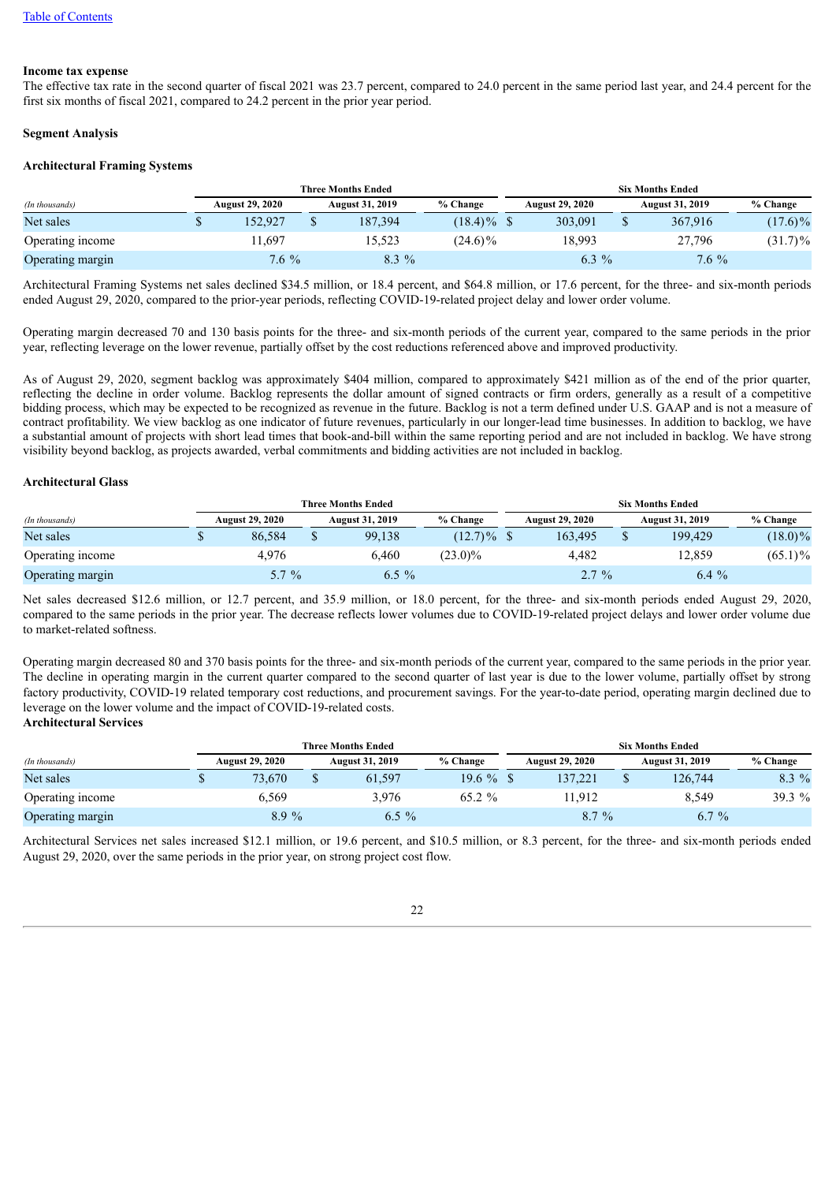**Income tax expense**

The effective tax rate in the second quarter of fiscal 2021 was 23.7 percent, compared to 24.0 percent in the same period last year, and 24.4 percent for the first six months of fiscal 2021, compared to 24.2 percent in the prior year period.

**Segment Analysis**

**Architectural Framing Systems**

| | Three Months Ended | | | Six Months Ended | | |
|---|---|---|---|---|---|---|
| *(In thousands)* | August 29, 2020 | August 31, 2019 | % Change | August 29, 2020 | August 31, 2019 | % Change |
| Net sales | $ 152,927 | $ 187,394 | (18.4)% | $ 303,091 | $ 367,916 | (17.6)% |
| Operating income | 11,697 | 15,523 | (24.6)% | 18,993 | 27,796 | (31.7)% |
| Operating margin | 7.6 % | 8.3 % | | 6.3 % | 7.6 % | |

Architectural Framing Systems net sales declined $34.5 million, or 18.4 percent, and $64.8 million, or 17.6 percent, for the three- and six-month periods ended August 29, 2020, compared to the prior-year periods, reflecting COVID-19-related project delay and lower order volume.

Operating margin decreased 70 and 130 basis points for the three- and six-month periods of the current year, compared to the same periods in the prior year, reflecting leverage on the lower revenue, partially offset by the cost reductions referenced above and improved productivity.

As of August 29, 2020, segment backlog was approximately $404 million, compared to approximately $421 million as of the end of the prior quarter, reflecting the decline in order volume. Backlog represents the dollar amount of signed contracts or firm orders, generally as a result of a competitive bidding process, which may be expected to be recognized as revenue in the future. Backlog is not a term defined under U.S. GAAP and is not a measure of contract profitability. We view backlog as one indicator of future revenues, particularly in our longer-lead time businesses. In addition to backlog, we have a substantial amount of projects with short lead times that book-and-bill within the same reporting period and are not included in backlog. We have strong visibility beyond backlog, as projects awarded, verbal commitments and bidding activities are not included in backlog.

**Architectural Glass**

| | Three Months Ended | | | Six Months Ended | | |
|---|---|---|---|---|---|---|
| *(In thousands)* | August 29, 2020 | August 31, 2019 | % Change | August 29, 2020 | August 31, 2019 | % Change |
| Net sales | $ 86,584 | $ 99,138 | (12.7)% | $ 163,495 | $ 199,429 | (18.0)% |
| Operating income | 4,976 | 6,460 | (23.0)% | 4,482 | 12,859 | (65.1)% |
| Operating margin | 5.7 % | 6.5 % | | 2.7 % | 6.4 % | |

Net sales decreased $12.6 million, or 12.7 percent, and 35.9 million, or 18.0 percent, for the three- and six-month periods ended August 29, 2020, compared to the same periods in the prior year. The decrease reflects lower volumes due to COVID-19-related project delays and lower order volume due to market-related softness.

Operating margin decreased 80 and 370 basis points for the three- and six-month periods of the current year, compared to the same periods in the prior year. The decline in operating margin in the current quarter compared to the second quarter of last year is due to the lower volume, partially offset by strong factory productivity, COVID-19 related temporary cost reductions, and procurement savings. For the year-to-date period, operating margin declined due to leverage on the lower volume and the impact of COVID-19-related costs.

**Architectural Services**

| | Three Months Ended | | | Six Months Ended | | |
|---|---|---|---|---|---|---|
| *(In thousands)* | August 29, 2020 | August 31, 2019 | % Change | August 29, 2020 | August 31, 2019 | % Change |
| Net sales | $ 73,670 | $ 61,597 | 19.6 % | $ 137,221 | $ 126,744 | 8.3 % |
| Operating income | 6,569 | 3,976 | 65.2 % | 11,912 | 8,549 | 39.3 % |
| Operating margin | 8.9 % | 6.5 % | | 8.7 % | 6.7 % | |

Architectural Services net sales increased $12.1 million, or 19.6 percent, and $10.5 million, or 8.3 percent, for the three- and six-month periods ended August 29, 2020, over the same periods in the prior year, on strong project cost flow.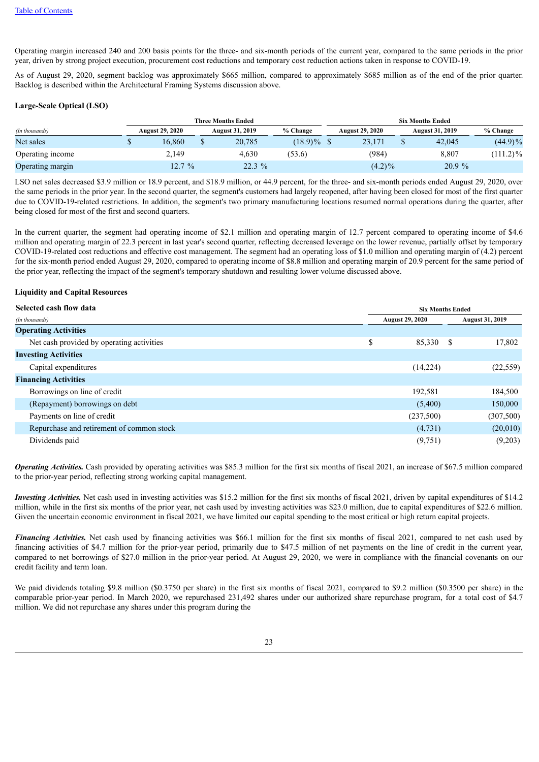Operating margin increased 240 and 200 basis points for the three- and six-month periods of the current year, compared to the same periods in the prior year, driven by strong project execution, procurement cost reductions and temporary cost reduction actions taken in response to COVID-19.

As of August 29, 2020, segment backlog was approximately $665 million, compared to approximately $685 million as of the end of the prior quarter. Backlog is described within the Architectural Framing Systems discussion above.

**Large-Scale Optical (LSO)**

| | Three Months Ended | | | Six Months Ended | | |
|---|---|---|---|---|---|---|
| *(In thousands)* | August 29, 2020 | August 31, 2019 | % Change | August 29, 2020 | August 31, 2019 | % Change |
| Net sales | $ 16,860 | $ 20,785 | (18.9)% | $ 23,171 | $ 42,045 | (44.9)% |
| Operating income | 2,149 | 4,630 | (53.6) | (984) | 8,807 | (111.2)% |
| Operating margin | 12.7 % | 22.3 % | | (4.2)% | 20.9 % | |

LSO net sales decreased $3.9 million or 18.9 percent, and $18.9 million, or 44.9 percent, for the three- and six-month periods ended August 29, 2020, over the same periods in the prior year. In the second quarter, the segment's customers had largely reopened, after having been closed for most of the first quarter due to COVID-19-related restrictions. In addition, the segment's two primary manufacturing locations resumed normal operations during the quarter, after being closed for most of the first and second quarters.

In the current quarter, the segment had operating income of $2.1 million and operating margin of 12.7 percent compared to operating income of $4.6 million and operating margin of 22.3 percent in last year's second quarter, reflecting decreased leverage on the lower revenue, partially offset by temporary COVID-19-related cost reductions and effective cost management. The segment had an operating loss of $1.0 million and operating margin of (4.2) percent for the six-month period ended August 29, 2020, compared to operating income of $8.8 million and operating margin of 20.9 percent for the same period of the prior year, reflecting the impact of the segment's temporary shutdown and resulting lower volume discussed above.

**Liquidity and Capital Resources**

| **Selected cash flow data** | Six Months Ended | |
|---|---|---|
| *(In thousands)* | August 29, 2020 | August 31, 2019 |
| **Operating Activities** | | |
| Net cash provided by operating activities | $ 85,330 | $ 17,802 |
| **Investing Activities** | | |
| Capital expenditures | (14,224) | (22,559) |
| **Financing Activities** | | |
| Borrowings on line of credit | 192,581 | 184,500 |
| (Repayment) borrowings on debt | (5,400) | 150,000 |
| Payments on line of credit | (237,500) | (307,500) |
| Repurchase and retirement of common stock | (4,731) | (20,010) |
| Dividends paid | (9,751) | (9,203) |

***Operating Activities.*** Cash provided by operating activities was $85.3 million for the first six months of fiscal 2021, an increase of $67.5 million compared to the prior-year period, reflecting strong working capital management.

***Investing Activities.*** Net cash used in investing activities was $15.2 million for the first six months of fiscal 2021, driven by capital expenditures of $14.2 million, while in the first six months of the prior year, net cash used by investing activities was $23.0 million, due to capital expenditures of $22.6 million. Given the uncertain economic environment in fiscal 2021, we have limited our capital spending to the most critical or high return capital projects.

***Financing Activities.*** Net cash used by financing activities was $66.1 million for the first six months of fiscal 2021, compared to net cash used by financing activities of $4.7 million for the prior-year period, primarily due to $47.5 million of net payments on the line of credit in the current year, compared to net borrowings of $27.0 million in the prior-year period. At August 29, 2020, we were in compliance with the financial covenants on our credit facility and term loan.

We paid dividends totaling $9.8 million ($0.3750 per share) in the first six months of fiscal 2021, compared to $9.2 million ($0.3500 per share) in the comparable prior-year period. In March 2020, we repurchased 231,492 shares under our authorized share repurchase program, for a total cost of $4.7 million. We did not repurchase any shares under this program during the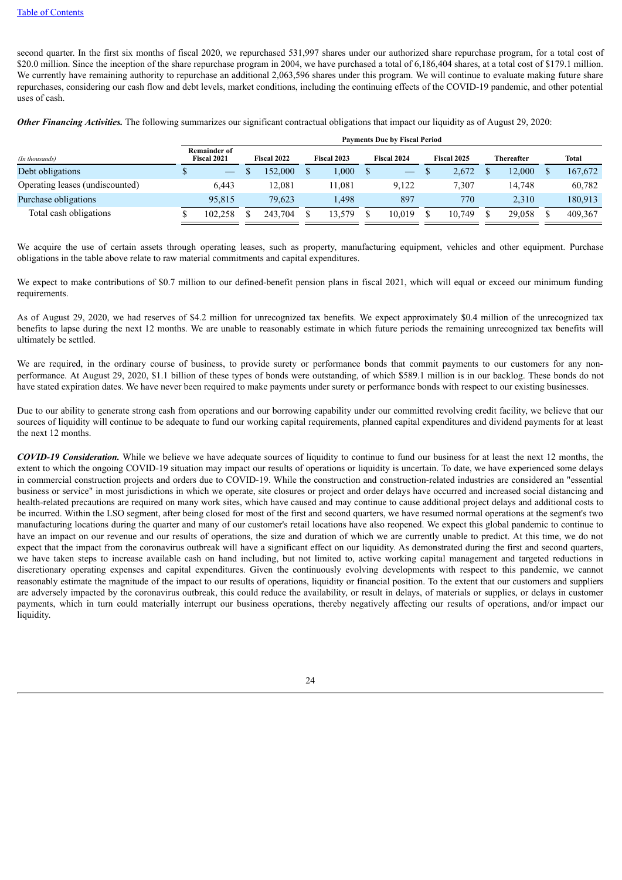second quarter. In the first six months of fiscal 2020, we repurchased 531,997 shares under our authorized share repurchase program, for a total cost of $20.0 million. Since the inception of the share repurchase program in 2004, we have purchased a total of 6,186,404 shares, at a total cost of $179.1 million. We currently have remaining authority to repurchase an additional 2,063,596 shares under this program. We will continue to evaluate making future share repurchases, considering our cash flow and debt levels, market conditions, including the continuing effects of the COVID-19 pandemic, and other potential uses of cash.

***Other Financing Activities.*** The following summarizes our significant contractual obligations that impact our liquidity as of August 29, 2020:

| | Payments Due by Fiscal Period | | | | | | |
|---|---|---|---|---|---|---|---|
| *(In thousands)* | Remainder of Fiscal 2021 | Fiscal 2022 | Fiscal 2023 | Fiscal 2024 | Fiscal 2025 | Thereafter | Total |
| Debt obligations | $ — | $ 152,000 | $ 1,000 | $ — | $ 2,672 | $ 12,000 | $ 167,672 |
| Operating leases (undiscounted) | 6,443 | 12,081 | 11,081 | 9,122 | 7,307 | 14,748 | 60,782 |
| Purchase obligations | 95,815 | 79,623 | 1,498 | 897 | 770 | 2,310 | 180,913 |
| Total cash obligations | $ 102,258 | $ 243,704 | $ 13,579 | $ 10,019 | $ 10,749 | $ 29,058 | $ 409,367 |

We acquire the use of certain assets through operating leases, such as property, manufacturing equipment, vehicles and other equipment. Purchase obligations in the table above relate to raw material commitments and capital expenditures.

We expect to make contributions of $0.7 million to our defined-benefit pension plans in fiscal 2021, which will equal or exceed our minimum funding requirements.

As of August 29, 2020, we had reserves of $4.2 million for unrecognized tax benefits. We expect approximately $0.4 million of the unrecognized tax benefits to lapse during the next 12 months. We are unable to reasonably estimate in which future periods the remaining unrecognized tax benefits will ultimately be settled.

We are required, in the ordinary course of business, to provide surety or performance bonds that commit payments to our customers for any non-performance. At August 29, 2020, $1.1 billion of these types of bonds were outstanding, of which $589.1 million is in our backlog. These bonds do not have stated expiration dates. We have never been required to make payments under surety or performance bonds with respect to our existing businesses.

Due to our ability to generate strong cash from operations and our borrowing capability under our committed revolving credit facility, we believe that our sources of liquidity will continue to be adequate to fund our working capital requirements, planned capital expenditures and dividend payments for at least the next 12 months.

***COVID-19 Consideration.*** While we believe we have adequate sources of liquidity to continue to fund our business for at least the next 12 months, the extent to which the ongoing COVID-19 situation may impact our results of operations or liquidity is uncertain. To date, we have experienced some delays in commercial construction projects and orders due to COVID-19. While the construction and construction-related industries are considered an "essential business or service" in most jurisdictions in which we operate, site closures or project and order delays have occurred and increased social distancing and health-related precautions are required on many work sites, which have caused and may continue to cause additional project delays and additional costs to be incurred. Within the LSO segment, after being closed for most of the first and second quarters, we have resumed normal operations at the segment's two manufacturing locations during the quarter and many of our customer's retail locations have also reopened. We expect this global pandemic to continue to have an impact on our revenue and our results of operations, the size and duration of which we are currently unable to predict. At this time, we do not expect that the impact from the coronavirus outbreak will have a significant effect on our liquidity. As demonstrated during the first and second quarters, we have taken steps to increase available cash on hand including, but not limited to, active working capital management and targeted reductions in discretionary operating expenses and capital expenditures. Given the continuously evolving developments with respect to this pandemic, we cannot reasonably estimate the magnitude of the impact to our results of operations, liquidity or financial position. To the extent that our customers and suppliers are adversely impacted by the coronavirus outbreak, this could reduce the availability, or result in delays, of materials or supplies, or delays in customer payments, which in turn could materially interrupt our business operations, thereby negatively affecting our results of operations, and/or impact our liquidity.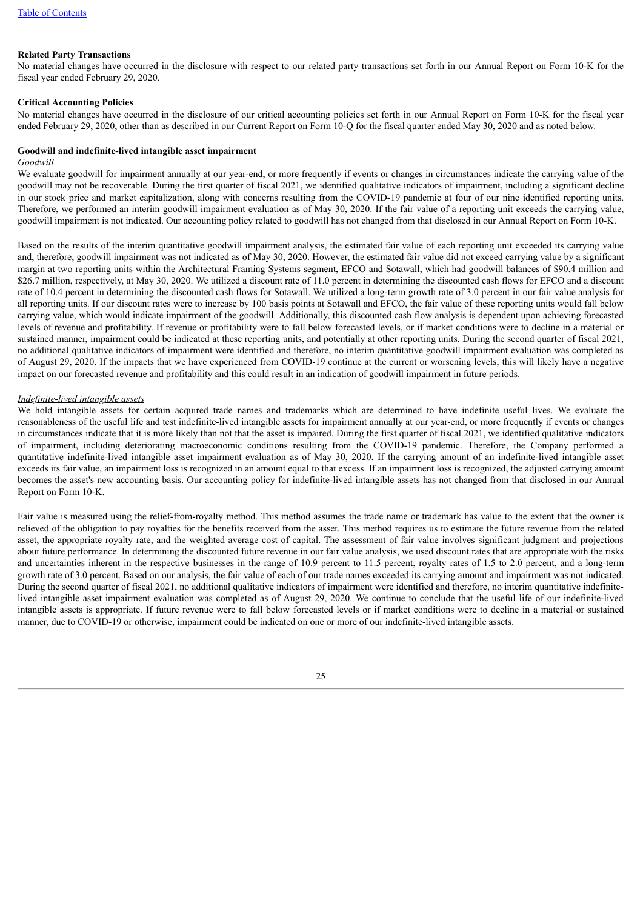**Related Party Transactions**

No material changes have occurred in the disclosure with respect to our related party transactions set forth in our Annual Report on Form 10-K for the fiscal year ended February 29, 2020.

**Critical Accounting Policies**

No material changes have occurred in the disclosure of our critical accounting policies set forth in our Annual Report on Form 10-K for the fiscal year ended February 29, 2020, other than as described in our Current Report on Form 10-Q for the fiscal quarter ended May 30, 2020 and as noted below.

**Goodwill and indefinite-lived intangible asset impairment**

*Goodwill*

We evaluate goodwill for impairment annually at our year-end, or more frequently if events or changes in circumstances indicate the carrying value of the goodwill may not be recoverable. During the first quarter of fiscal 2021, we identified qualitative indicators of impairment, including a significant decline in our stock price and market capitalization, along with concerns resulting from the COVID-19 pandemic at four of our nine identified reporting units. Therefore, we performed an interim goodwill impairment evaluation as of May 30, 2020. If the fair value of a reporting unit exceeds the carrying value, goodwill impairment is not indicated. Our accounting policy related to goodwill has not changed from that disclosed in our Annual Report on Form 10-K.

Based on the results of the interim quantitative goodwill impairment analysis, the estimated fair value of each reporting unit exceeded its carrying value and, therefore, goodwill impairment was not indicated as of May 30, 2020. However, the estimated fair value did not exceed carrying value by a significant margin at two reporting units within the Architectural Framing Systems segment, EFCO and Sotawall, which had goodwill balances of $90.4 million and $26.7 million, respectively, at May 30, 2020. We utilized a discount rate of 11.0 percent in determining the discounted cash flows for EFCO and a discount rate of 10.4 percent in determining the discounted cash flows for Sotawall. We utilized a long-term growth rate of 3.0 percent in our fair value analysis for all reporting units. If our discount rates were to increase by 100 basis points at Sotawall and EFCO, the fair value of these reporting units would fall below carrying value, which would indicate impairment of the goodwill. Additionally, this discounted cash flow analysis is dependent upon achieving forecasted levels of revenue and profitability. If revenue or profitability were to fall below forecasted levels, or if market conditions were to decline in a material or sustained manner, impairment could be indicated at these reporting units, and potentially at other reporting units. During the second quarter of fiscal 2021, no additional qualitative indicators of impairment were identified and therefore, no interim quantitative goodwill impairment evaluation was completed as of August 29, 2020. If the impacts that we have experienced from COVID-19 continue at the current or worsening levels, this will likely have a negative impact on our forecasted revenue and profitability and this could result in an indication of goodwill impairment in future periods.

*Indefinite-lived intangible assets*

We hold intangible assets for certain acquired trade names and trademarks which are determined to have indefinite useful lives. We evaluate the reasonableness of the useful life and test indefinite-lived intangible assets for impairment annually at our year-end, or more frequently if events or changes in circumstances indicate that it is more likely than not that the asset is impaired. During the first quarter of fiscal 2021, we identified qualitative indicators of impairment, including deteriorating macroeconomic conditions resulting from the COVID-19 pandemic. Therefore, the Company performed a quantitative indefinite-lived intangible asset impairment evaluation as of May 30, 2020. If the carrying amount of an indefinite-lived intangible asset exceeds its fair value, an impairment loss is recognized in an amount equal to that excess. If an impairment loss is recognized, the adjusted carrying amount becomes the asset's new accounting basis. Our accounting policy for indefinite-lived intangible assets has not changed from that disclosed in our Annual Report on Form 10-K.

Fair value is measured using the relief-from-royalty method. This method assumes the trade name or trademark has value to the extent that the owner is relieved of the obligation to pay royalties for the benefits received from the asset. This method requires us to estimate the future revenue from the related asset, the appropriate royalty rate, and the weighted average cost of capital. The assessment of fair value involves significant judgment and projections about future performance. In determining the discounted future revenue in our fair value analysis, we used discount rates that are appropriate with the risks and uncertainties inherent in the respective businesses in the range of 10.9 percent to 11.5 percent, royalty rates of 1.5 to 2.0 percent, and a long-term growth rate of 3.0 percent. Based on our analysis, the fair value of each of our trade names exceeded its carrying amount and impairment was not indicated. During the second quarter of fiscal 2021, no additional qualitative indicators of impairment were identified and therefore, no interim quantitative indefinite-lived intangible asset impairment evaluation was completed as of August 29, 2020. We continue to conclude that the useful life of our indefinite-lived intangible assets is appropriate. If future revenue were to fall below forecasted levels or if market conditions were to decline in a material or sustained manner, due to COVID-19 or otherwise, impairment could be indicated on one or more of our indefinite-lived intangible assets.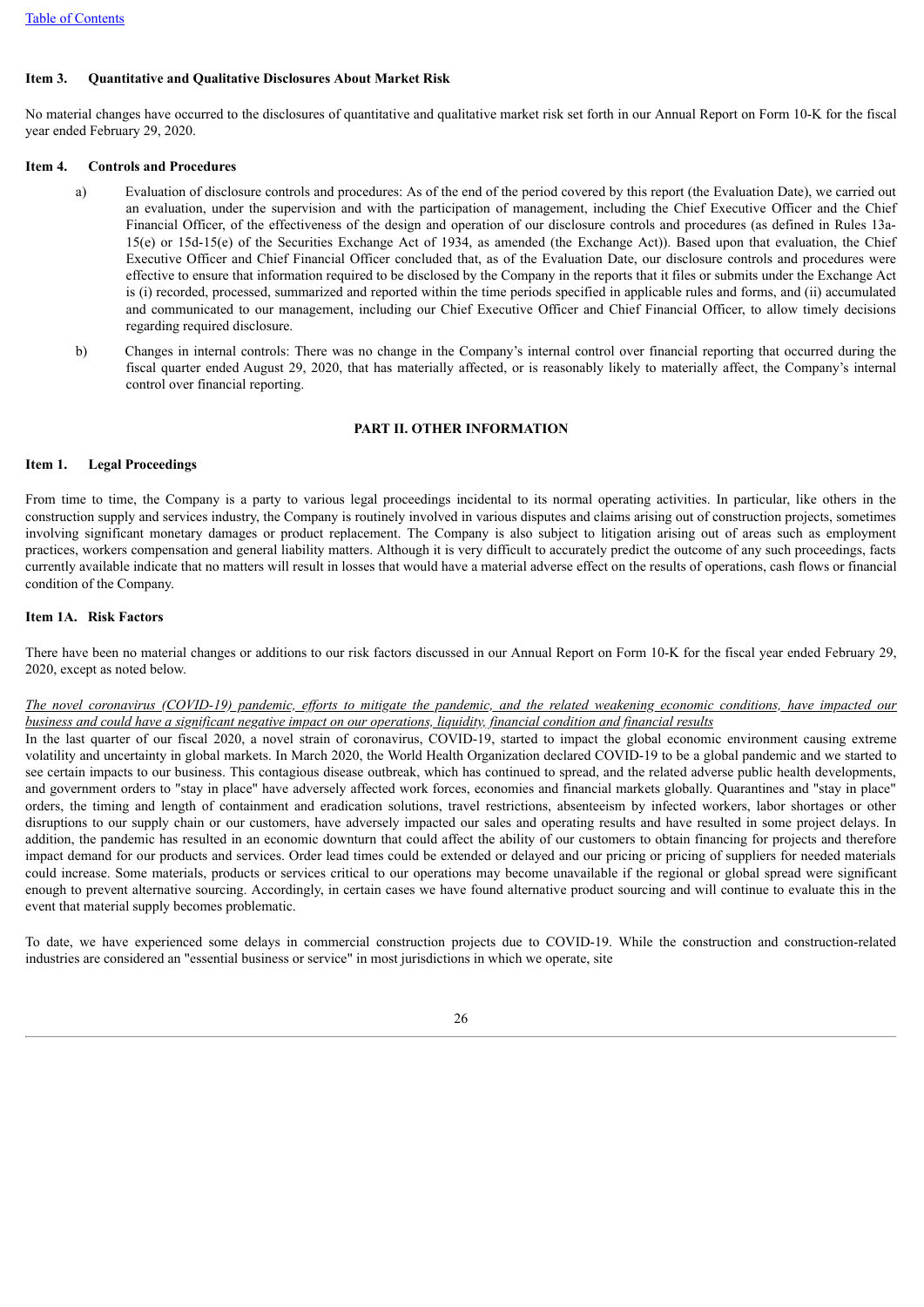### Item 3. Quantitative and Qualitative Disclosures About Market Risk

No material changes have occurred to the disclosures of quantitative and qualitative market risk set forth in our Annual Report on Form 10-K for the fiscal year ended February 29, 2020.

### Item 4. Controls and Procedures

a) Evaluation of disclosure controls and procedures: As of the end of the period covered by this report (the Evaluation Date), we carried out an evaluation, under the supervision and with the participation of management, including the Chief Executive Officer and the Chief Financial Officer, of the effectiveness of the design and operation of our disclosure controls and procedures (as defined in Rules 13a-15(e) or 15d-15(e) of the Securities Exchange Act of 1934, as amended (the Exchange Act)). Based upon that evaluation, the Chief Executive Officer and Chief Financial Officer concluded that, as of the Evaluation Date, our disclosure controls and procedures were effective to ensure that information required to be disclosed by the Company in the reports that it files or submits under the Exchange Act is (i) recorded, processed, summarized and reported within the time periods specified in applicable rules and forms, and (ii) accumulated and communicated to our management, including our Chief Executive Officer and Chief Financial Officer, to allow timely decisions regarding required disclosure.

b) Changes in internal controls: There was no change in the Company's internal control over financial reporting that occurred during the fiscal quarter ended August 29, 2020, that has materially affected, or is reasonably likely to materially affect, the Company's internal control over financial reporting.

## PART II. OTHER INFORMATION

### Item 1. Legal Proceedings

From time to time, the Company is a party to various legal proceedings incidental to its normal operating activities. In particular, like others in the construction supply and services industry, the Company is routinely involved in various disputes and claims arising out of construction projects, sometimes involving significant monetary damages or product replacement. The Company is also subject to litigation arising out of areas such as employment practices, workers compensation and general liability matters. Although it is very difficult to accurately predict the outcome of any such proceedings, facts currently available indicate that no matters will result in losses that would have a material adverse effect on the results of operations, cash flows or financial condition of the Company.

### Item 1A. Risk Factors

There have been no material changes or additions to our risk factors discussed in our Annual Report on Form 10-K for the fiscal year ended February 29, 2020, except as noted below.

*The novel coronavirus (COVID-19) pandemic, efforts to mitigate the pandemic, and the related weakening economic conditions, have impacted our business and could have a significant negative impact on our operations, liquidity, financial condition and financial results*

In the last quarter of our fiscal 2020, a novel strain of coronavirus, COVID-19, started to impact the global economic environment causing extreme volatility and uncertainty in global markets. In March 2020, the World Health Organization declared COVID-19 to be a global pandemic and we started to see certain impacts to our business. This contagious disease outbreak, which has continued to spread, and the related adverse public health developments, and government orders to "stay in place" have adversely affected work forces, economies and financial markets globally. Quarantines and "stay in place" orders, the timing and length of containment and eradication solutions, travel restrictions, absenteeism by infected workers, labor shortages or other disruptions to our supply chain or our customers, have adversely impacted our sales and operating results and have resulted in some project delays. In addition, the pandemic has resulted in an economic downturn that could affect the ability of our customers to obtain financing for projects and therefore impact demand for our products and services. Order lead times could be extended or delayed and our pricing or pricing of suppliers for needed materials could increase. Some materials, products or services critical to our operations may become unavailable if the regional or global spread were significant enough to prevent alternative sourcing. Accordingly, in certain cases we have found alternative product sourcing and will continue to evaluate this in the event that material supply becomes problematic.

To date, we have experienced some delays in commercial construction projects due to COVID-19. While the construction and construction-related industries are considered an "essential business or service" in most jurisdictions in which we operate, site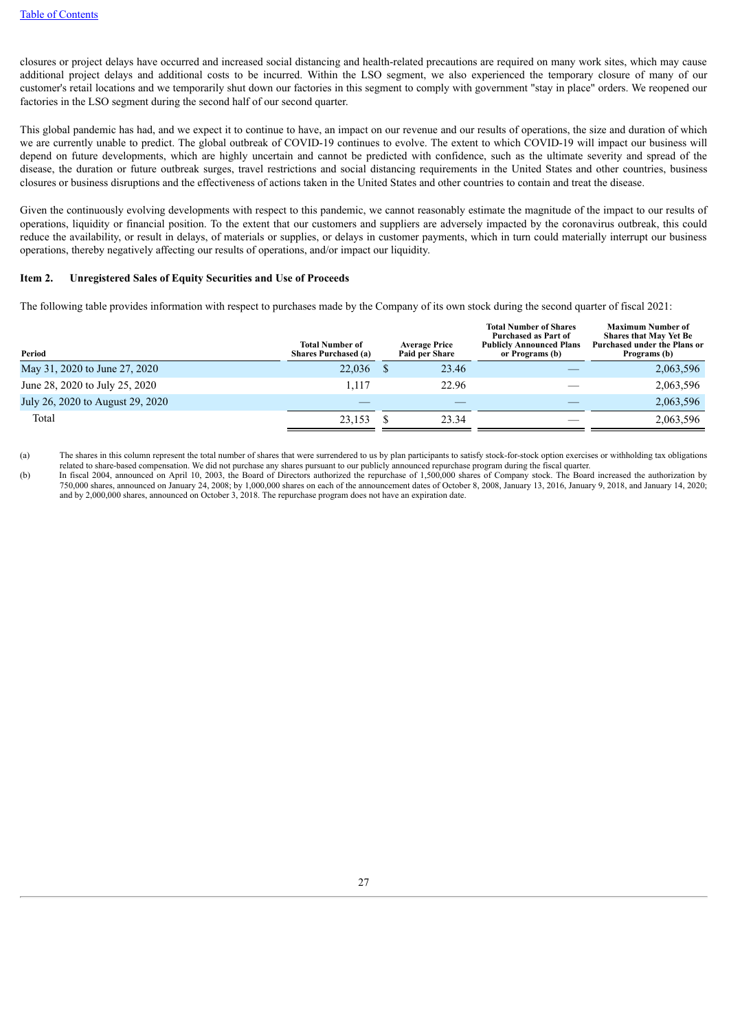closures or project delays have occurred and increased social distancing and health-related precautions are required on many work sites, which may cause additional project delays and additional costs to be incurred. Within the LSO segment, we also experienced the temporary closure of many of our customer's retail locations and we temporarily shut down our factories in this segment to comply with government "stay in place" orders. We reopened our factories in the LSO segment during the second half of our second quarter.

This global pandemic has had, and we expect it to continue to have, an impact on our revenue and our results of operations, the size and duration of which we are currently unable to predict. The global outbreak of COVID-19 continues to evolve. The extent to which COVID-19 will impact our business will depend on future developments, which are highly uncertain and cannot be predicted with confidence, such as the ultimate severity and spread of the disease, the duration or future outbreak surges, travel restrictions and social distancing requirements in the United States and other countries, business closures or business disruptions and the effectiveness of actions taken in the United States and other countries to contain and treat the disease.

Given the continuously evolving developments with respect to this pandemic, we cannot reasonably estimate the magnitude of the impact to our results of operations, liquidity or financial position. To the extent that our customers and suppliers are adversely impacted by the coronavirus outbreak, this could reduce the availability, or result in delays, of materials or supplies, or delays in customer payments, which in turn could materially interrupt our business operations, thereby negatively affecting our results of operations, and/or impact our liquidity.

**Item 2. Unregistered Sales of Equity Securities and Use of Proceeds**

The following table provides information with respect to purchases made by the Company of its own stock during the second quarter of fiscal 2021:

| Period | Total Number of Shares Purchased (a) | Average Price Paid per Share | Total Number of Shares Purchased as Part of Publicly Announced Plans or Programs (b) | Maximum Number of Shares that May Yet Be Purchased under the Plans or Programs (b) |
|---|---|---|---|---|
| May 31, 2020 to June 27, 2020 | 22,036 | $ 23.46 | — | 2,063,596 |
| June 28, 2020 to July 25, 2020 | 1,117 | 22.96 | — | 2,063,596 |
| July 26, 2020 to August 29, 2020 | — | — | — | 2,063,596 |
| Total | 23,153 | $ 23.34 | — | 2,063,596 |

(a) The shares in this column represent the total number of shares that were surrendered to us by plan participants to satisfy stock-for-stock option exercises or withholding tax obligations related to share-based compensation. We did not purchase any shares pursuant to our publicly announced repurchase program during the fiscal quarter.

(b) In fiscal 2004, announced on April 10, 2003, the Board of Directors authorized the repurchase of 1,500,000 shares of Company stock. The Board increased the authorization by 750,000 shares, announced on January 24, 2008; by 1,000,000 shares on each of the announcement dates of October 8, 2008, January 13, 2016, January 9, 2018, and January 14, 2020; and by 2,000,000 shares, announced on October 3, 2018. The repurchase program does not have an expiration date.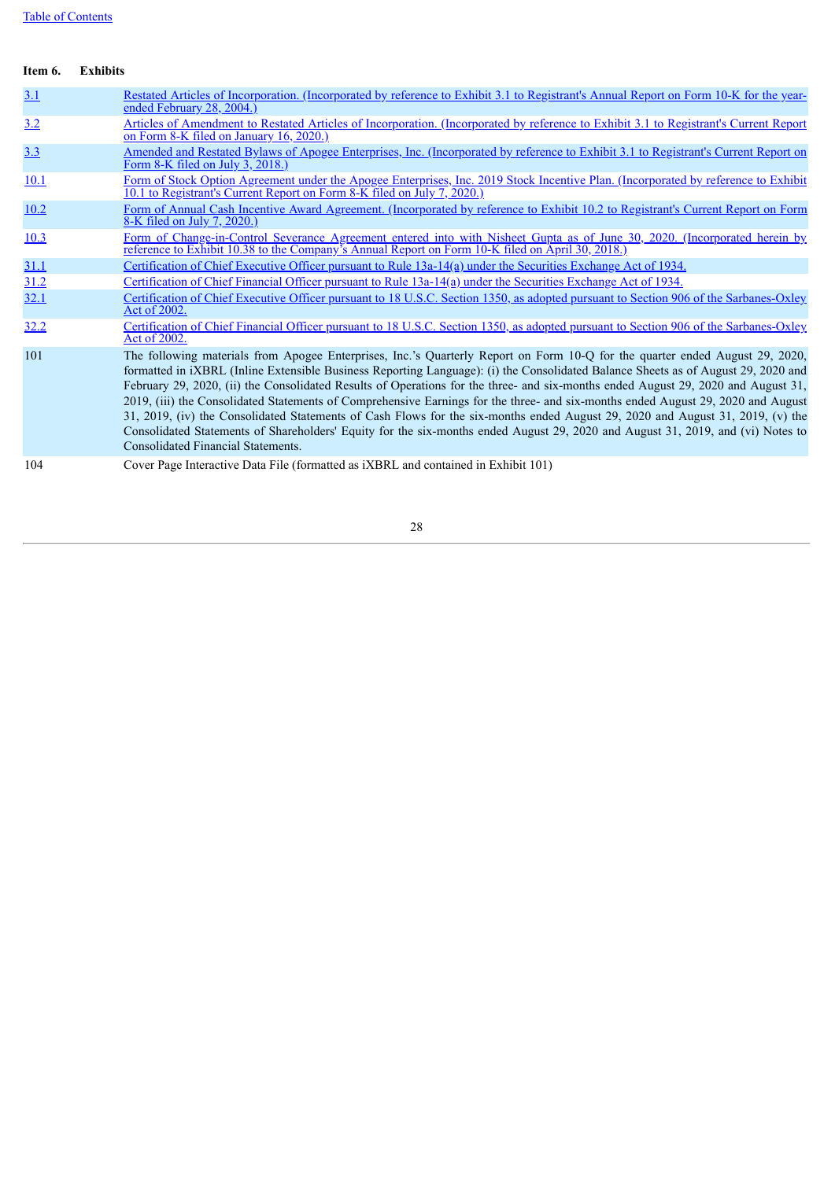## Item 6. Exhibits

| | |
|---|---|
| 3.1 | Restated Articles of Incorporation. (Incorporated by reference to Exhibit 3.1 to Registrant's Annual Report on Form 10-K for the year-ended February 28, 2004.) |
| 3.2 | Articles of Amendment to Restated Articles of Incorporation. (Incorporated by reference to Exhibit 3.1 to Registrant's Current Report on Form 8-K filed on January 16, 2020.) |
| 3.3 | Amended and Restated Bylaws of Apogee Enterprises, Inc. (Incorporated by reference to Exhibit 3.1 to Registrant's Current Report on Form 8-K filed on July 3, 2018.) |
| 10.1 | Form of Stock Option Agreement under the Apogee Enterprises, Inc. 2019 Stock Incentive Plan. (Incorporated by reference to Exhibit 10.1 to Registrant's Current Report on Form 8-K filed on July 7, 2020.) |
| 10.2 | Form of Annual Cash Incentive Award Agreement. (Incorporated by reference to Exhibit 10.2 to Registrant's Current Report on Form 8-K filed on July 7, 2020.) |
| 10.3 | Form of Change-in-Control Severance Agreement entered into with Nisheet Gupta as of June 30, 2020. (Incorporated herein by reference to Exhibit 10.38 to the Company's Annual Report on Form 10-K filed on April 30, 2018.) |
| 31.1 | Certification of Chief Executive Officer pursuant to Rule 13a-14(a) under the Securities Exchange Act of 1934. |
| 31.2 | Certification of Chief Financial Officer pursuant to Rule 13a-14(a) under the Securities Exchange Act of 1934. |
| 32.1 | Certification of Chief Executive Officer pursuant to 18 U.S.C. Section 1350, as adopted pursuant to Section 906 of the Sarbanes-Oxley Act of 2002. |
| 32.2 | Certification of Chief Financial Officer pursuant to 18 U.S.C. Section 1350, as adopted pursuant to Section 906 of the Sarbanes-Oxley Act of 2002. |
| 101 | The following materials from Apogee Enterprises, Inc.'s Quarterly Report on Form 10-Q for the quarter ended August 29, 2020, formatted in iXBRL (Inline Extensible Business Reporting Language): (i) the Consolidated Balance Sheets as of August 29, 2020 and February 29, 2020, (ii) the Consolidated Results of Operations for the three- and six-months ended August 29, 2020 and August 31, 2019, (iii) the Consolidated Statements of Comprehensive Earnings for the three- and six-months ended August 29, 2020 and August 31, 2019, (iv) the Consolidated Statements of Cash Flows for the six-months ended August 29, 2020 and August 31, 2019, (v) the Consolidated Statements of Shareholders' Equity for the six-months ended August 29, 2020 and August 31, 2019, and (vi) Notes to Consolidated Financial Statements. |
| 104 | Cover Page Interactive Data File (formatted as iXBRL and contained in Exhibit 101) |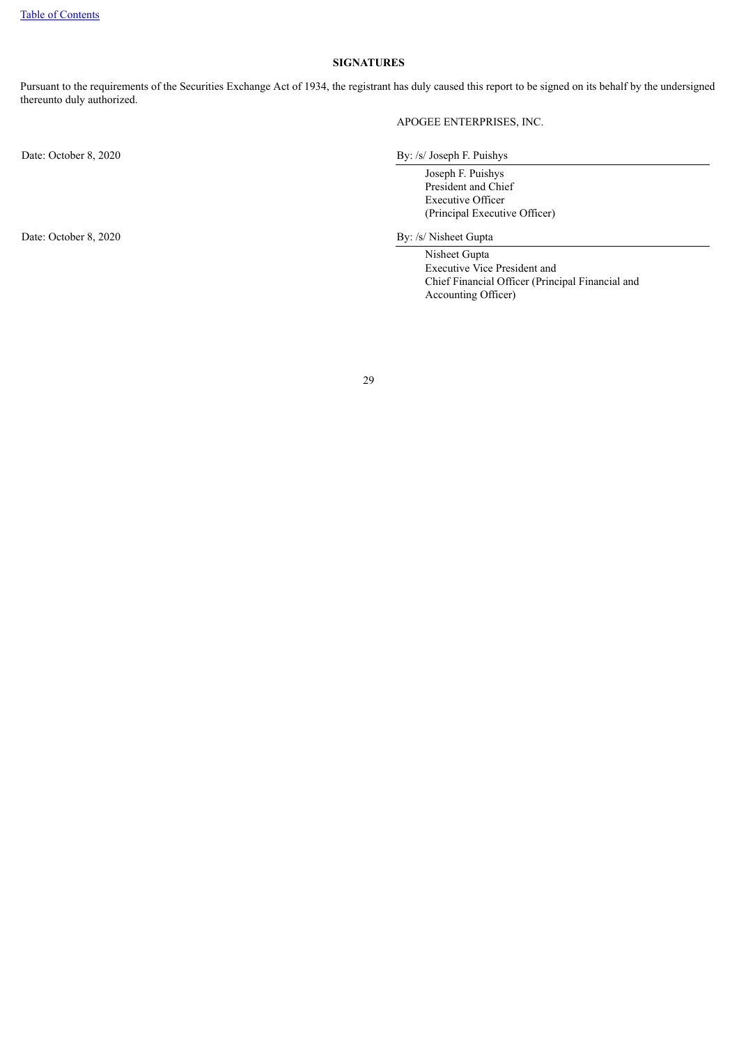**SIGNATURES**

Pursuant to the requirements of the Securities Exchange Act of 1934, the registrant has duly caused this report to be signed on its behalf by the undersigned thereunto duly authorized.

APOGEE ENTERPRISES, INC.

| | |
|---|---|
| Date: October 8, 2020 | By: /s/ Joseph F. Puishys |
| | Joseph F. Puishys<br>President and Chief<br>Executive Officer<br>(Principal Executive Officer) |
| Date: October 8, 2020 | By: /s/ Nisheet Gupta |
| | Nisheet Gupta<br>Executive Vice President and<br>Chief Financial Officer (Principal Financial and<br>Accounting Officer) |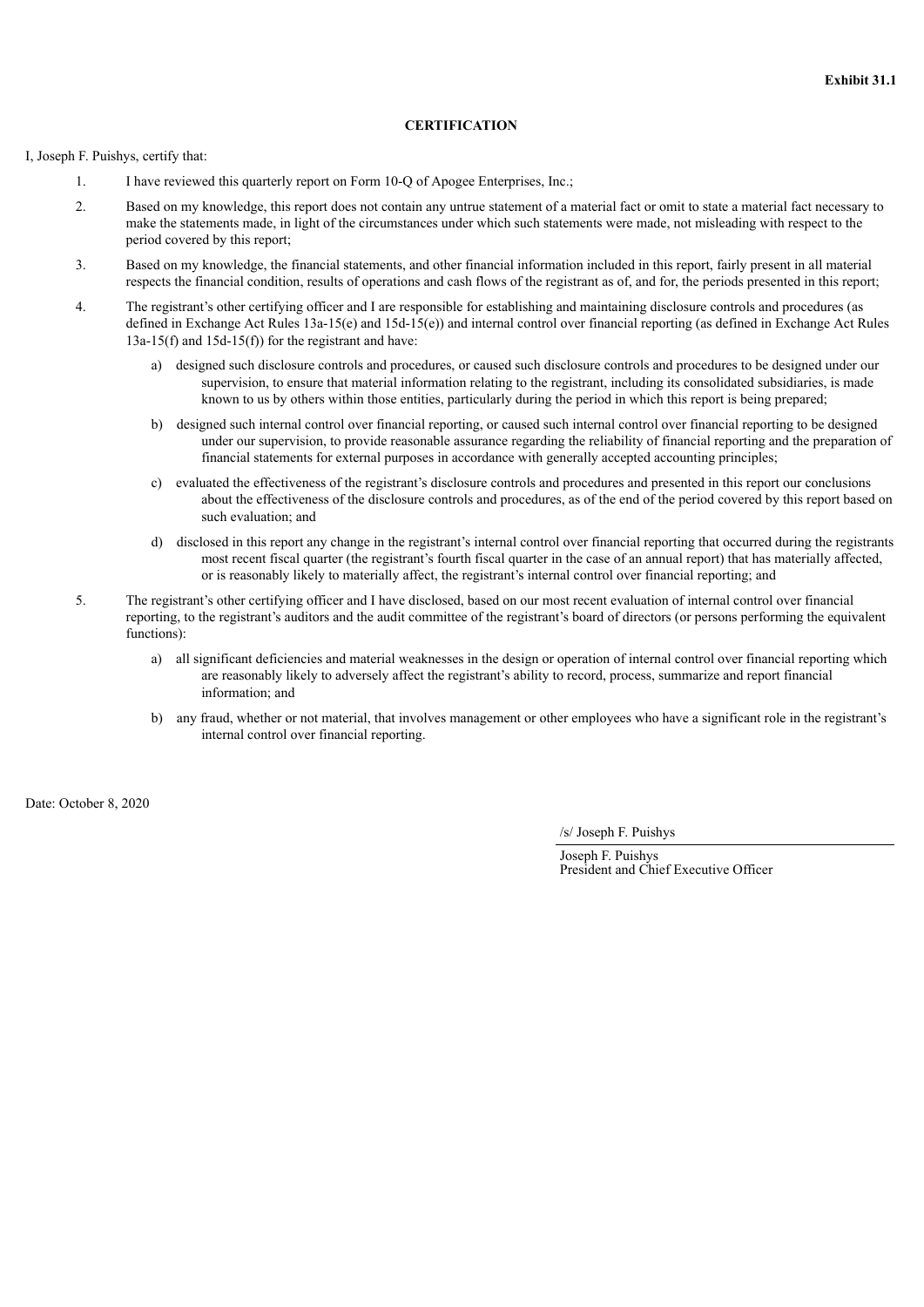**Exhibit 31.1**

**CERTIFICATION**

I, Joseph F. Puishys, certify that:

1. I have reviewed this quarterly report on Form 10-Q of Apogee Enterprises, Inc.;

2. Based on my knowledge, this report does not contain any untrue statement of a material fact or omit to state a material fact necessary to make the statements made, in light of the circumstances under which such statements were made, not misleading with respect to the period covered by this report;

3. Based on my knowledge, the financial statements, and other financial information included in this report, fairly present in all material respects the financial condition, results of operations and cash flows of the registrant as of, and for, the periods presented in this report;

4. The registrant's other certifying officer and I are responsible for establishing and maintaining disclosure controls and procedures (as defined in Exchange Act Rules 13a-15(e) and 15d-15(e)) and internal control over financial reporting (as defined in Exchange Act Rules 13a-15(f) and 15d-15(f)) for the registrant and have:

   a) designed such disclosure controls and procedures, or caused such disclosure controls and procedures to be designed under our supervision, to ensure that material information relating to the registrant, including its consolidated subsidiaries, is made known to us by others within those entities, particularly during the period in which this report is being prepared;

   b) designed such internal control over financial reporting, or caused such internal control over financial reporting to be designed under our supervision, to provide reasonable assurance regarding the reliability of financial reporting and the preparation of financial statements for external purposes in accordance with generally accepted accounting principles;

   c) evaluated the effectiveness of the registrant's disclosure controls and procedures and presented in this report our conclusions about the effectiveness of the disclosure controls and procedures, as of the end of the period covered by this report based on such evaluation; and

   d) disclosed in this report any change in the registrant's internal control over financial reporting that occurred during the registrants most recent fiscal quarter (the registrant's fourth fiscal quarter in the case of an annual report) that has materially affected, or is reasonably likely to materially affect, the registrant's internal control over financial reporting; and

5. The registrant's other certifying officer and I have disclosed, based on our most recent evaluation of internal control over financial reporting, to the registrant's auditors and the audit committee of the registrant's board of directors (or persons performing the equivalent functions):

   a) all significant deficiencies and material weaknesses in the design or operation of internal control over financial reporting which are reasonably likely to adversely affect the registrant's ability to record, process, summarize and report financial information; and

   b) any fraud, whether or not material, that involves management or other employees who have a significant role in the registrant's internal control over financial reporting.

Date: October 8, 2020

/s/ Joseph F. Puishys

Joseph F. Puishys
President and Chief Executive Officer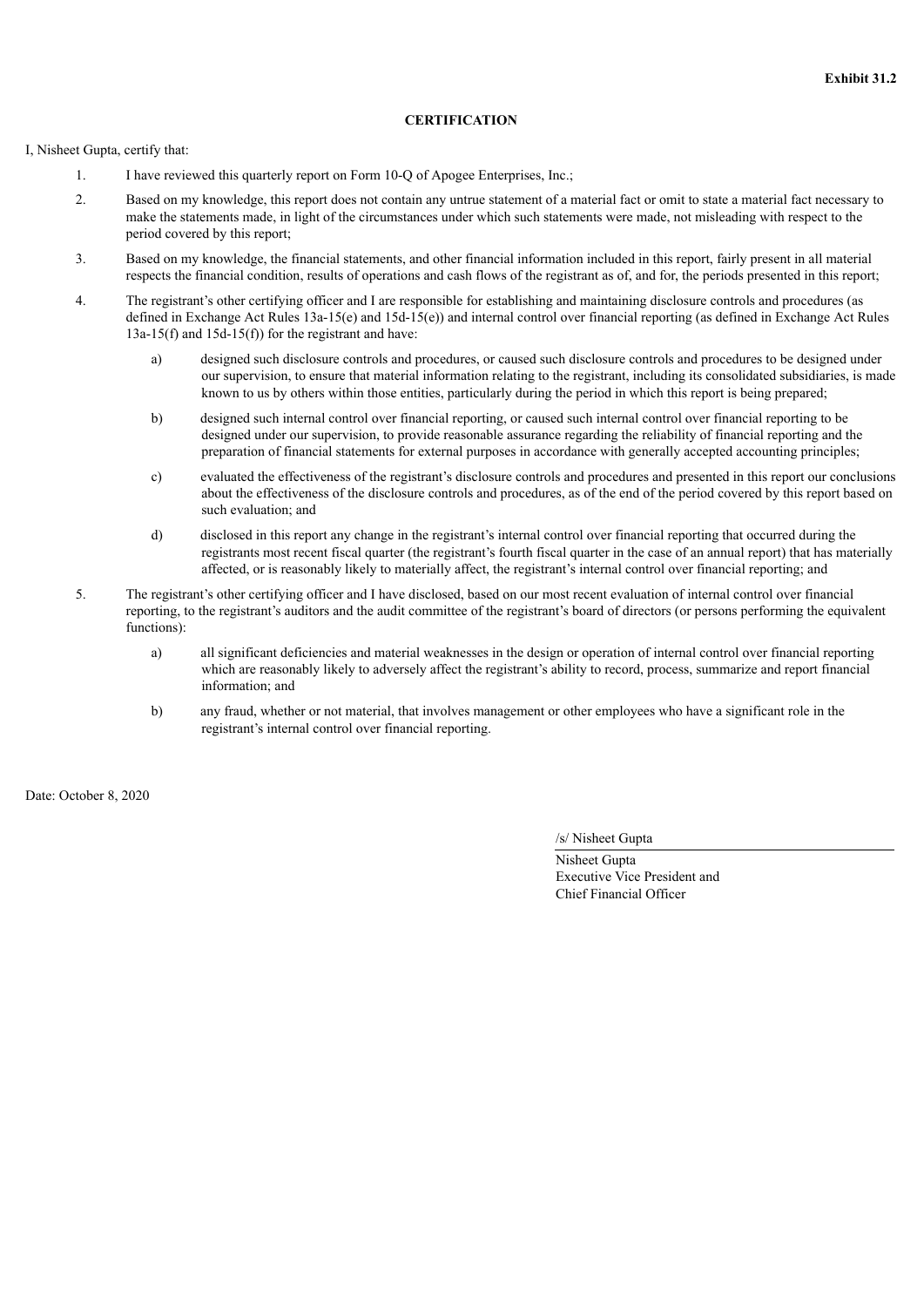**Exhibit 31.2**

**CERTIFICATION**

I, Nisheet Gupta, certify that:

1. I have reviewed this quarterly report on Form 10-Q of Apogee Enterprises, Inc.;
2. Based on my knowledge, this report does not contain any untrue statement of a material fact or omit to state a material fact necessary to make the statements made, in light of the circumstances under which such statements were made, not misleading with respect to the period covered by this report;
3. Based on my knowledge, the financial statements, and other financial information included in this report, fairly present in all material respects the financial condition, results of operations and cash flows of the registrant as of, and for, the periods presented in this report;
4. The registrant's other certifying officer and I are responsible for establishing and maintaining disclosure controls and procedures (as defined in Exchange Act Rules 13a-15(e) and 15d-15(e)) and internal control over financial reporting (as defined in Exchange Act Rules 13a-15(f) and 15d-15(f)) for the registrant and have:
   a) designed such disclosure controls and procedures, or caused such disclosure controls and procedures to be designed under our supervision, to ensure that material information relating to the registrant, including its consolidated subsidiaries, is made known to us by others within those entities, particularly during the period in which this report is being prepared;
   b) designed such internal control over financial reporting, or caused such internal control over financial reporting to be designed under our supervision, to provide reasonable assurance regarding the reliability of financial reporting and the preparation of financial statements for external purposes in accordance with generally accepted accounting principles;
   c) evaluated the effectiveness of the registrant's disclosure controls and procedures and presented in this report our conclusions about the effectiveness of the disclosure controls and procedures, as of the end of the period covered by this report based on such evaluation; and
   d) disclosed in this report any change in the registrant's internal control over financial reporting that occurred during the registrants most recent fiscal quarter (the registrant's fourth fiscal quarter in the case of an annual report) that has materially affected, or is reasonably likely to materially affect, the registrant's internal control over financial reporting; and
5. The registrant's other certifying officer and I have disclosed, based on our most recent evaluation of internal control over financial reporting, to the registrant's auditors and the audit committee of the registrant's board of directors (or persons performing the equivalent functions):
   a) all significant deficiencies and material weaknesses in the design or operation of internal control over financial reporting which are reasonably likely to adversely affect the registrant's ability to record, process, summarize and report financial information; and
   b) any fraud, whether or not material, that involves management or other employees who have a significant role in the registrant's internal control over financial reporting.

Date: October 8, 2020

/s/ Nisheet Gupta

Nisheet Gupta
Executive Vice President and
Chief Financial Officer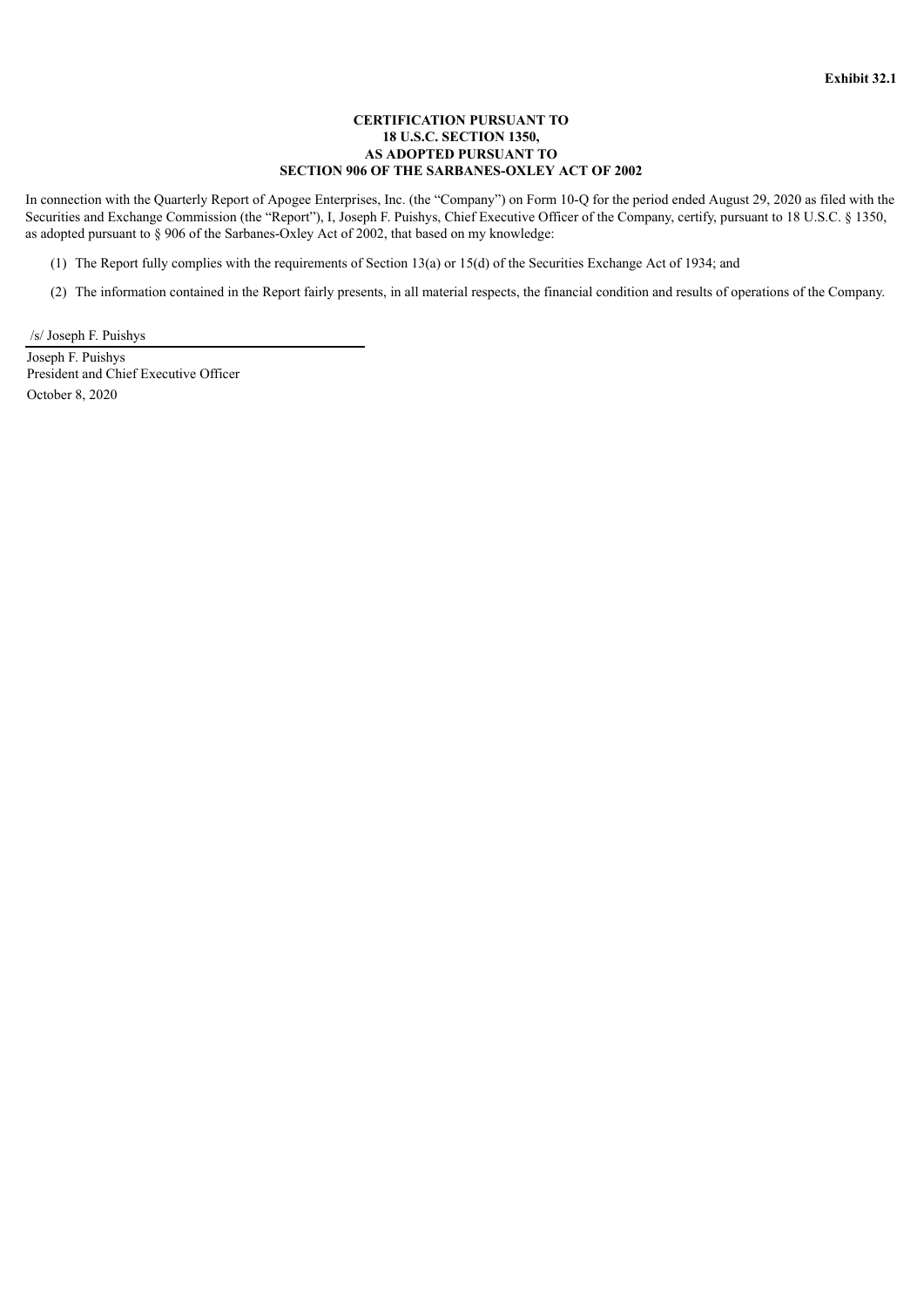**Exhibit 32.1**

**CERTIFICATION PURSUANT TO**
**18 U.S.C. SECTION 1350,**
**AS ADOPTED PURSUANT TO**
**SECTION 906 OF THE SARBANES-OXLEY ACT OF 2002**

In connection with the Quarterly Report of Apogee Enterprises, Inc. (the "Company") on Form 10-Q for the period ended August 29, 2020 as filed with the Securities and Exchange Commission (the "Report"), I, Joseph F. Puishys, Chief Executive Officer of the Company, certify, pursuant to 18 U.S.C. § 1350, as adopted pursuant to § 906 of the Sarbanes-Oxley Act of 2002, that based on my knowledge:

(1) The Report fully complies with the requirements of Section 13(a) or 15(d) of the Securities Exchange Act of 1934; and

(2) The information contained in the Report fairly presents, in all material respects, the financial condition and results of operations of the Company.

/s/ Joseph F. Puishys

Joseph F. Puishys
President and Chief Executive Officer
October 8, 2020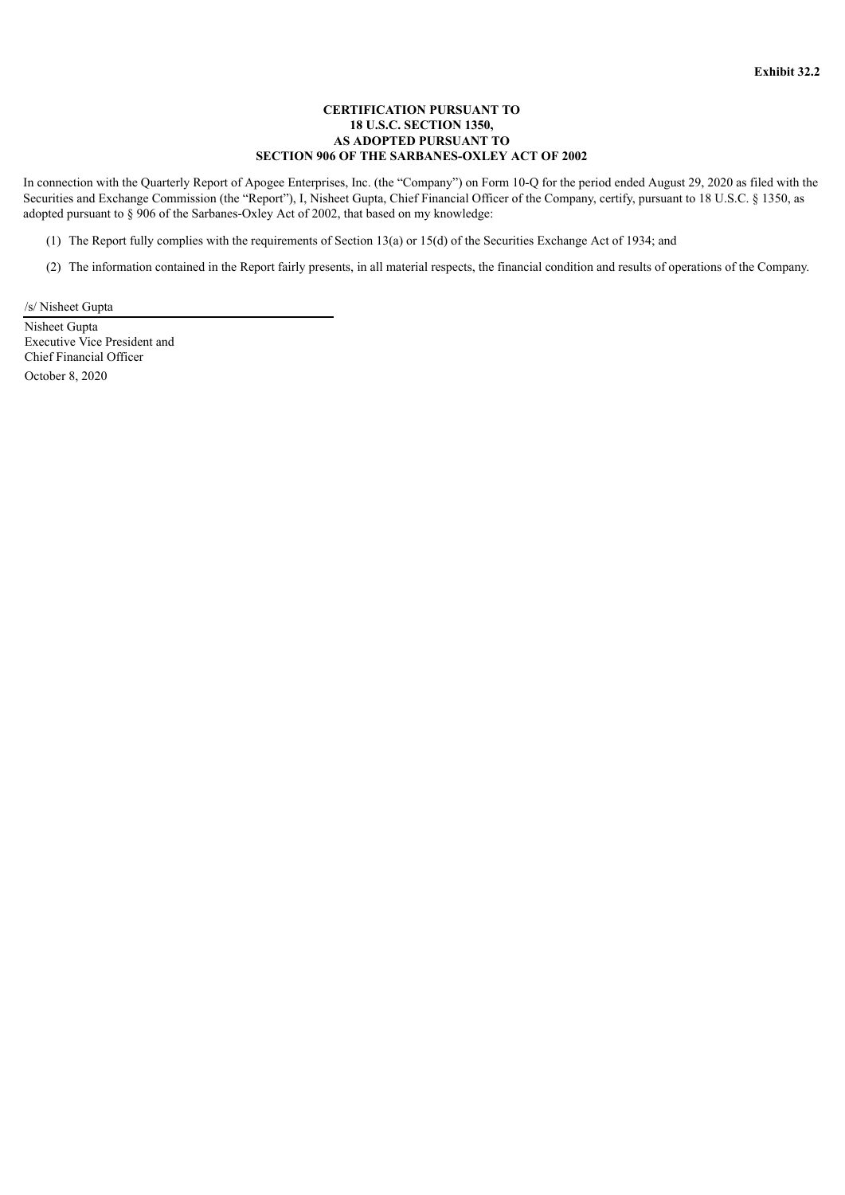**Exhibit 32.2**

**CERTIFICATION PURSUANT TO**
**18 U.S.C. SECTION 1350,**
**AS ADOPTED PURSUANT TO**
**SECTION 906 OF THE SARBANES-OXLEY ACT OF 2002**

In connection with the Quarterly Report of Apogee Enterprises, Inc. (the "Company") on Form 10-Q for the period ended August 29, 2020 as filed with the Securities and Exchange Commission (the "Report"), I, Nisheet Gupta, Chief Financial Officer of the Company, certify, pursuant to 18 U.S.C. § 1350, as adopted pursuant to § 906 of the Sarbanes-Oxley Act of 2002, that based on my knowledge:

(1) The Report fully complies with the requirements of Section 13(a) or 15(d) of the Securities Exchange Act of 1934; and

(2) The information contained in the Report fairly presents, in all material respects, the financial condition and results of operations of the Company.

/s/ Nisheet Gupta

Nisheet Gupta
Executive Vice President and
Chief Financial Officer

October 8, 2020